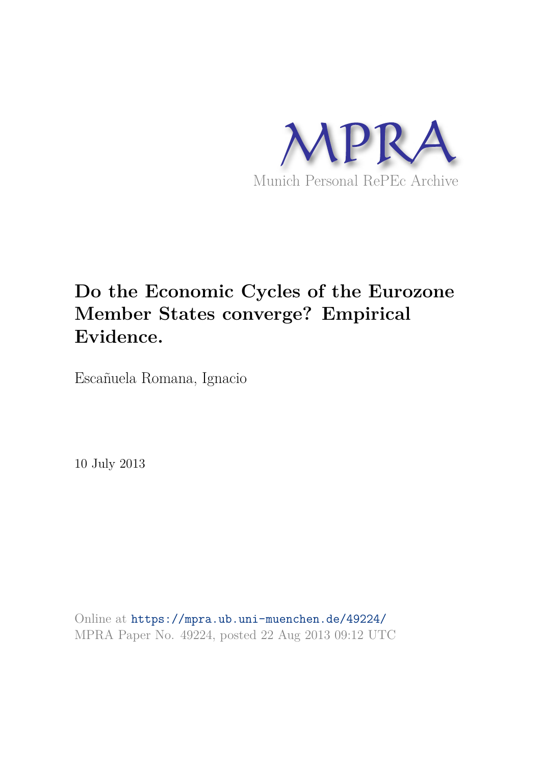MPRA

Munich Personal RePEc Archive

# Do the Economic Cycles of the Eurozone Member States converge? Empirical Evidence.

Escañuela Romana, Ignacio

10 July 2013

Online at https://mpra.ub.uni-muenchen.de/49224/
MPRA Paper No. 49224, posted 22 Aug 2013 09:12 UTC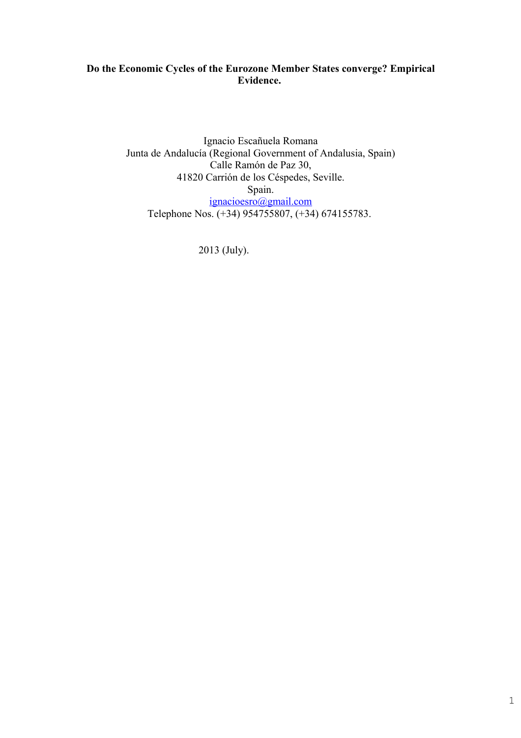**Do the Economic Cycles of the Eurozone Member States converge? Empirical Evidence.**

Ignacio Escañuela Romana
Junta de Andalucía (Regional Government of Andalusia, Spain)
Calle Ramón de Paz 30,
41820 Carrión de los Céspedes, Seville.
Spain.
ignacioesro@gmail.com
Telephone Nos. (+34) 954755807, (+34) 674155783.

2013 (July).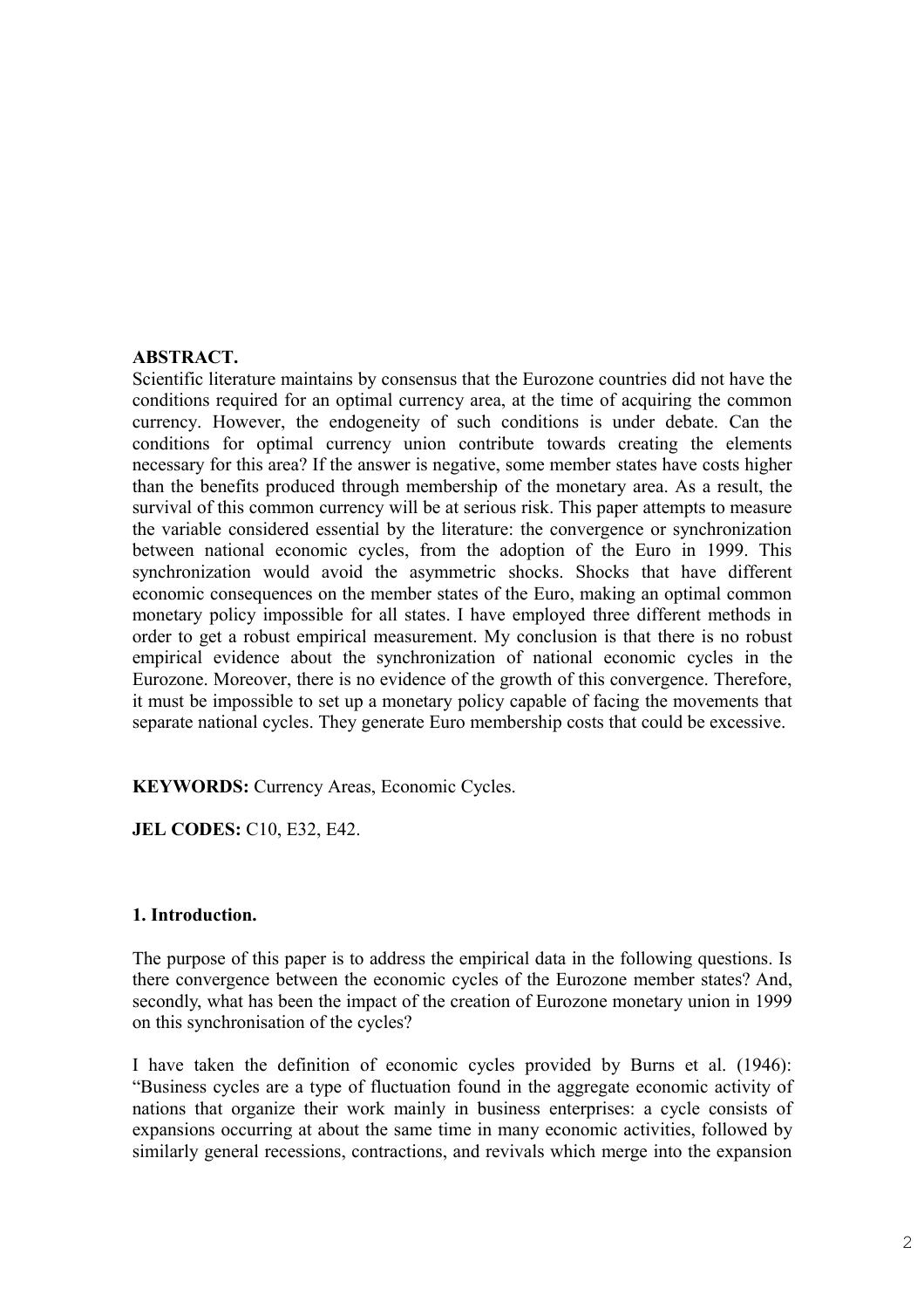**ABSTRACT.**

Scientific literature maintains by consensus that the Eurozone countries did not have the conditions required for an optimal currency area, at the time of acquiring the common currency. However, the endogeneity of such conditions is under debate. Can the conditions for optimal currency union contribute towards creating the elements necessary for this area? If the answer is negative, some member states have costs higher than the benefits produced through membership of the monetary area. As a result, the survival of this common currency will be at serious risk. This paper attempts to measure the variable considered essential by the literature: the convergence or synchronization between national economic cycles, from the adoption of the Euro in 1999. This synchronization would avoid the asymmetric shocks. Shocks that have different economic consequences on the member states of the Euro, making an optimal common monetary policy impossible for all states. I have employed three different methods in order to get a robust empirical measurement. My conclusion is that there is no robust empirical evidence about the synchronization of national economic cycles in the Eurozone. Moreover, there is no evidence of the growth of this convergence. Therefore, it must be impossible to set up a monetary policy capable of facing the movements that separate national cycles. They generate Euro membership costs that could be excessive.

**KEYWORDS:** Currency Areas, Economic Cycles.

**JEL CODES:** C10, E32, E42.

## 1. Introduction.

The purpose of this paper is to address the empirical data in the following questions. Is there convergence between the economic cycles of the Eurozone member states? And, secondly, what has been the impact of the creation of Eurozone monetary union in 1999 on this synchronisation of the cycles?

I have taken the definition of economic cycles provided by Burns et al. (1946): "Business cycles are a type of fluctuation found in the aggregate economic activity of nations that organize their work mainly in business enterprises: a cycle consists of expansions occurring at about the same time in many economic activities, followed by similarly general recessions, contractions, and revivals which merge into the expansion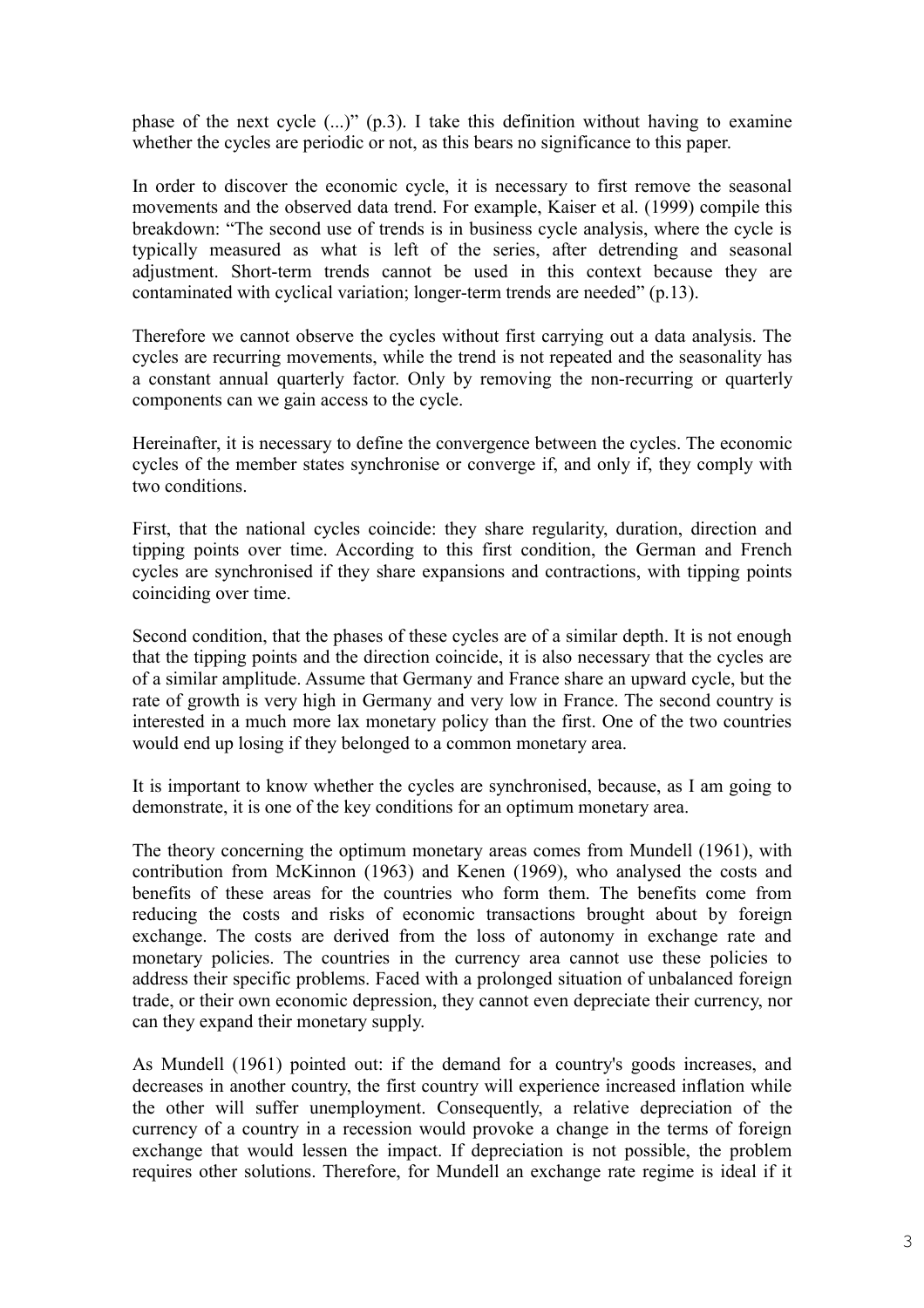phase of the next cycle (...)" (p.3). I take this definition without having to examine whether the cycles are periodic or not, as this bears no significance to this paper.

In order to discover the economic cycle, it is necessary to first remove the seasonal movements and the observed data trend. For example, Kaiser et al. (1999) compile this breakdown: "The second use of trends is in business cycle analysis, where the cycle is typically measured as what is left of the series, after detrending and seasonal adjustment. Short-term trends cannot be used in this context because they are contaminated with cyclical variation; longer-term trends are needed" (p.13).

Therefore we cannot observe the cycles without first carrying out a data analysis. The cycles are recurring movements, while the trend is not repeated and the seasonality has a constant annual quarterly factor. Only by removing the non-recurring or quarterly components can we gain access to the cycle.

Hereinafter, it is necessary to define the convergence between the cycles. The economic cycles of the member states synchronise or converge if, and only if, they comply with two conditions.

First, that the national cycles coincide: they share regularity, duration, direction and tipping points over time. According to this first condition, the German and French cycles are synchronised if they share expansions and contractions, with tipping points coinciding over time.

Second condition, that the phases of these cycles are of a similar depth. It is not enough that the tipping points and the direction coincide, it is also necessary that the cycles are of a similar amplitude. Assume that Germany and France share an upward cycle, but the rate of growth is very high in Germany and very low in France. The second country is interested in a much more lax monetary policy than the first. One of the two countries would end up losing if they belonged to a common monetary area.

It is important to know whether the cycles are synchronised, because, as I am going to demonstrate, it is one of the key conditions for an optimum monetary area.

The theory concerning the optimum monetary areas comes from Mundell (1961), with contribution from McKinnon (1963) and Kenen (1969), who analysed the costs and benefits of these areas for the countries who form them. The benefits come from reducing the costs and risks of economic transactions brought about by foreign exchange. The costs are derived from the loss of autonomy in exchange rate and monetary policies. The countries in the currency area cannot use these policies to address their specific problems. Faced with a prolonged situation of unbalanced foreign trade, or their own economic depression, they cannot even depreciate their currency, nor can they expand their monetary supply.

As Mundell (1961) pointed out: if the demand for a country's goods increases, and decreases in another country, the first country will experience increased inflation while the other will suffer unemployment. Consequently, a relative depreciation of the currency of a country in a recession would provoke a change in the terms of foreign exchange that would lessen the impact. If depreciation is not possible, the problem requires other solutions. Therefore, for Mundell an exchange rate regime is ideal if it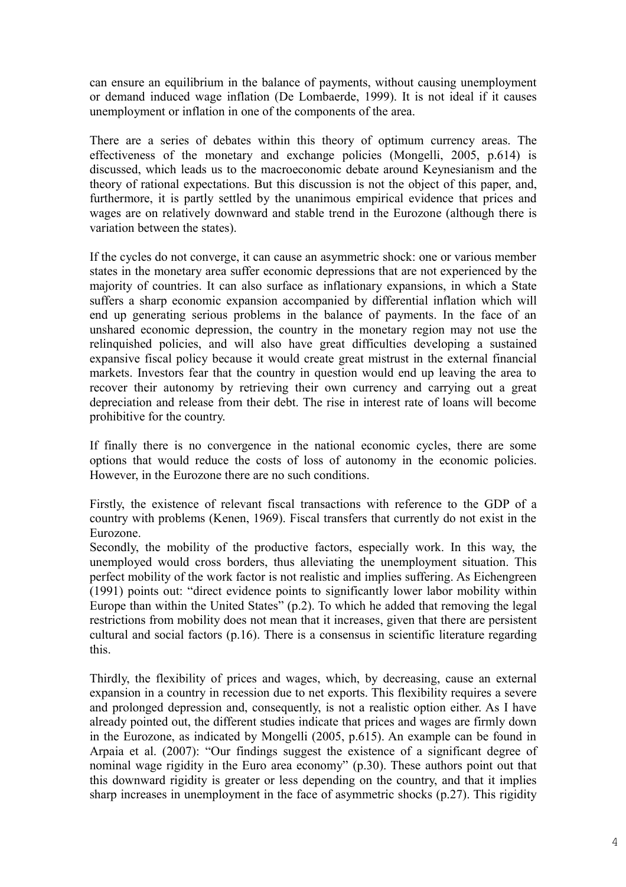can ensure an equilibrium in the balance of payments, without causing unemployment or demand induced wage inflation (De Lombaerde, 1999). It is not ideal if it causes unemployment or inflation in one of the components of the area.

There are a series of debates within this theory of optimum currency areas. The effectiveness of the monetary and exchange policies (Mongelli, 2005, p.614) is discussed, which leads us to the macroeconomic debate around Keynesianism and the theory of rational expectations. But this discussion is not the object of this paper, and, furthermore, it is partly settled by the unanimous empirical evidence that prices and wages are on relatively downward and stable trend in the Eurozone (although there is variation between the states).

If the cycles do not converge, it can cause an asymmetric shock: one or various member states in the monetary area suffer economic depressions that are not experienced by the majority of countries. It can also surface as inflationary expansions, in which a State suffers a sharp economic expansion accompanied by differential inflation which will end up generating serious problems in the balance of payments. In the face of an unshared economic depression, the country in the monetary region may not use the relinquished policies, and will also have great difficulties developing a sustained expansive fiscal policy because it would create great mistrust in the external financial markets. Investors fear that the country in question would end up leaving the area to recover their autonomy by retrieving their own currency and carrying out a great depreciation and release from their debt. The rise in interest rate of loans will become prohibitive for the country.

If finally there is no convergence in the national economic cycles, there are some options that would reduce the costs of loss of autonomy in the economic policies. However, in the Eurozone there are no such conditions.

Firstly, the existence of relevant fiscal transactions with reference to the GDP of a country with problems (Kenen, 1969). Fiscal transfers that currently do not exist in the Eurozone.

Secondly, the mobility of the productive factors, especially work. In this way, the unemployed would cross borders, thus alleviating the unemployment situation. This perfect mobility of the work factor is not realistic and implies suffering. As Eichengreen (1991) points out: "direct evidence points to significantly lower labor mobility within Europe than within the United States" (p.2). To which he added that removing the legal restrictions from mobility does not mean that it increases, given that there are persistent cultural and social factors (p.16). There is a consensus in scientific literature regarding this.

Thirdly, the flexibility of prices and wages, which, by decreasing, cause an external expansion in a country in recession due to net exports. This flexibility requires a severe and prolonged depression and, consequently, is not a realistic option either. As I have already pointed out, the different studies indicate that prices and wages are firmly down in the Eurozone, as indicated by Mongelli (2005, p.615). An example can be found in Arpaia et al. (2007): "Our findings suggest the existence of a significant degree of nominal wage rigidity in the Euro area economy" (p.30). These authors point out that this downward rigidity is greater or less depending on the country, and that it implies sharp increases in unemployment in the face of asymmetric shocks (p.27). This rigidity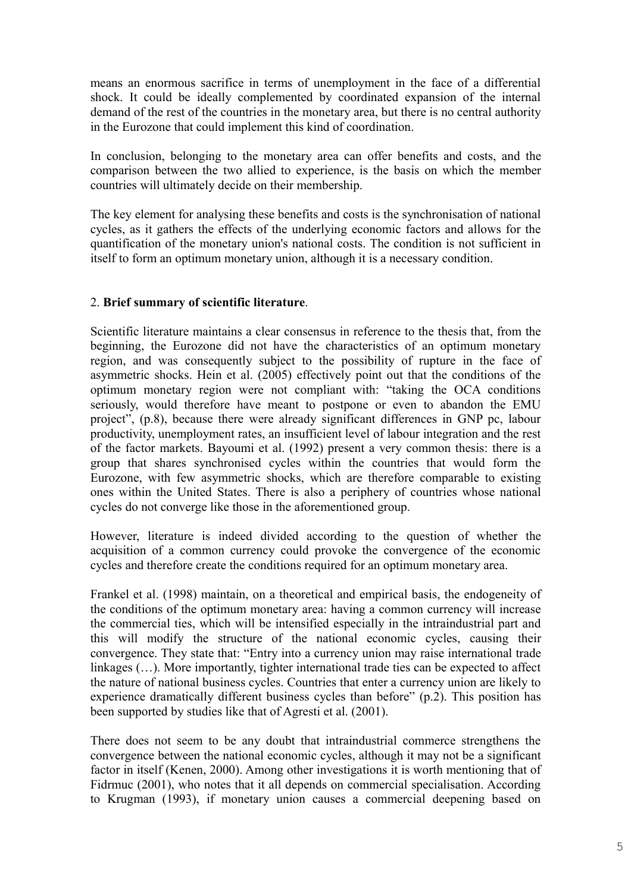means an enormous sacrifice in terms of unemployment in the face of a differential shock. It could be ideally complemented by coordinated expansion of the internal demand of the rest of the countries in the monetary area, but there is no central authority in the Eurozone that could implement this kind of coordination.

In conclusion, belonging to the monetary area can offer benefits and costs, and the comparison between the two allied to experience, is the basis on which the member countries will ultimately decide on their membership.

The key element for analysing these benefits and costs is the synchronisation of national cycles, as it gathers the effects of the underlying economic factors and allows for the quantification of the monetary union's national costs. The condition is not sufficient in itself to form an optimum monetary union, although it is a necessary condition.

## 2. **Brief summary of scientific literature**.

Scientific literature maintains a clear consensus in reference to the thesis that, from the beginning, the Eurozone did not have the characteristics of an optimum monetary region, and was consequently subject to the possibility of rupture in the face of asymmetric shocks. Hein et al. (2005) effectively point out that the conditions of the optimum monetary region were not compliant with: "taking the OCA conditions seriously, would therefore have meant to postpone or even to abandon the EMU project", (p.8), because there were already significant differences in GNP pc, labour productivity, unemployment rates, an insufficient level of labour integration and the rest of the factor markets. Bayoumi et al. (1992) present a very common thesis: there is a group that shares synchronised cycles within the countries that would form the Eurozone, with few asymmetric shocks, which are therefore comparable to existing ones within the United States. There is also a periphery of countries whose national cycles do not converge like those in the aforementioned group.

However, literature is indeed divided according to the question of whether the acquisition of a common currency could provoke the convergence of the economic cycles and therefore create the conditions required for an optimum monetary area.

Frankel et al. (1998) maintain, on a theoretical and empirical basis, the endogeneity of the conditions of the optimum monetary area: having a common currency will increase the commercial ties, which will be intensified especially in the intraindustrial part and this will modify the structure of the national economic cycles, causing their convergence. They state that: "Entry into a currency union may raise international trade linkages (…). More importantly, tighter international trade ties can be expected to affect the nature of national business cycles. Countries that enter a currency union are likely to experience dramatically different business cycles than before" (p.2). This position has been supported by studies like that of Agresti et al. (2001).

There does not seem to be any doubt that intraindustrial commerce strengthens the convergence between the national economic cycles, although it may not be a significant factor in itself (Kenen, 2000). Among other investigations it is worth mentioning that of Fidrmuc (2001), who notes that it all depends on commercial specialisation. According to Krugman (1993), if monetary union causes a commercial deepening based on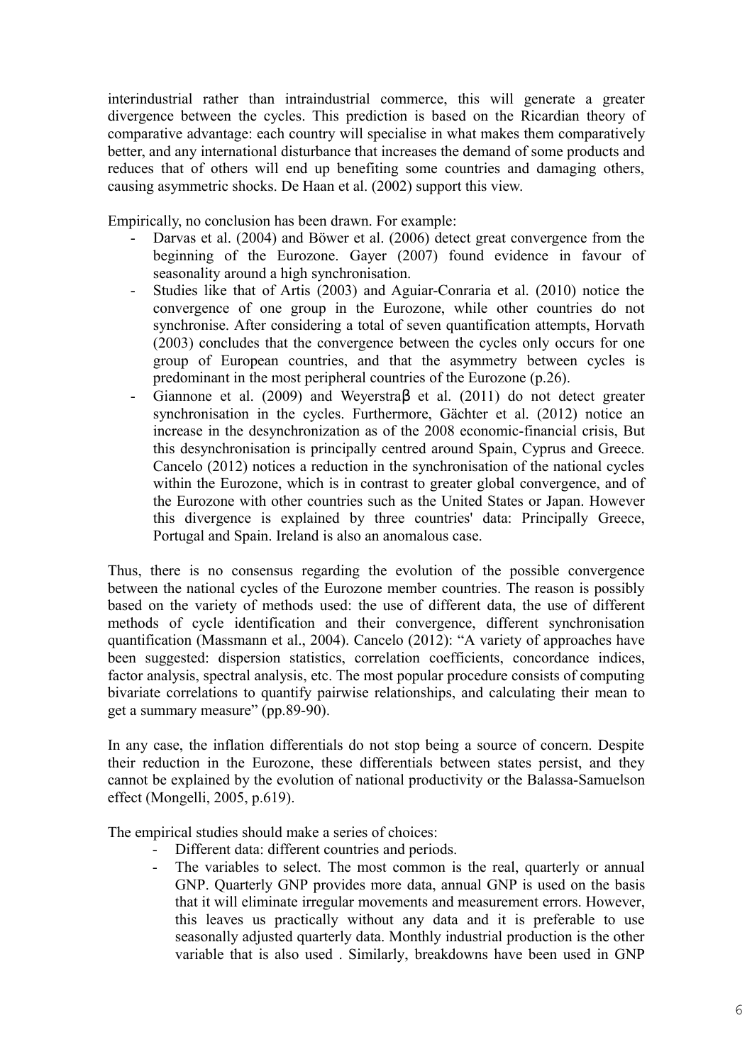interindustrial rather than intraindustrial commerce, this will generate a greater divergence between the cycles. This prediction is based on the Ricardian theory of comparative advantage: each country will specialise in what makes them comparatively better, and any international disturbance that increases the demand of some products and reduces that of others will end up benefiting some countries and damaging others, causing asymmetric shocks. De Haan et al. (2002) support this view.

Empirically, no conclusion has been drawn. For example:

- Darvas et al. (2004) and Böwer et al. (2006) detect great convergence from the beginning of the Eurozone. Gayer (2007) found evidence in favour of seasonality around a high synchronisation.
- Studies like that of Artis (2003) and Aguiar-Conraria et al. (2010) notice the convergence of one group in the Eurozone, while other countries do not synchronise. After considering a total of seven quantification attempts, Horvath (2003) concludes that the convergence between the cycles only occurs for one group of European countries, and that the asymmetry between cycles is predominant in the most peripheral countries of the Eurozone (p.26).
- Giannone et al. (2009) and Weyerstraβ et al. (2011) do not detect greater synchronisation in the cycles. Furthermore, Gächter et al. (2012) notice an increase in the desynchronization as of the 2008 economic-financial crisis, But this desynchronisation is principally centred around Spain, Cyprus and Greece. Cancelo (2012) notices a reduction in the synchronisation of the national cycles within the Eurozone, which is in contrast to greater global convergence, and of the Eurozone with other countries such as the United States or Japan. However this divergence is explained by three countries' data: Principally Greece, Portugal and Spain. Ireland is also an anomalous case.

Thus, there is no consensus regarding the evolution of the possible convergence between the national cycles of the Eurozone member countries. The reason is possibly based on the variety of methods used: the use of different data, the use of different methods of cycle identification and their convergence, different synchronisation quantification (Massmann et al., 2004). Cancelo (2012): "A variety of approaches have been suggested: dispersion statistics, correlation coefficients, concordance indices, factor analysis, spectral analysis, etc. The most popular procedure consists of computing bivariate correlations to quantify pairwise relationships, and calculating their mean to get a summary measure" (pp.89-90).

In any case, the inflation differentials do not stop being a source of concern. Despite their reduction in the Eurozone, these differentials between states persist, and they cannot be explained by the evolution of national productivity or the Balassa-Samuelson effect (Mongelli, 2005, p.619).

The empirical studies should make a series of choices:

- Different data: different countries and periods.
- The variables to select. The most common is the real, quarterly or annual GNP. Quarterly GNP provides more data, annual GNP is used on the basis that it will eliminate irregular movements and measurement errors. However, this leaves us practically without any data and it is preferable to use seasonally adjusted quarterly data. Monthly industrial production is the other variable that is also used . Similarly, breakdowns have been used in GNP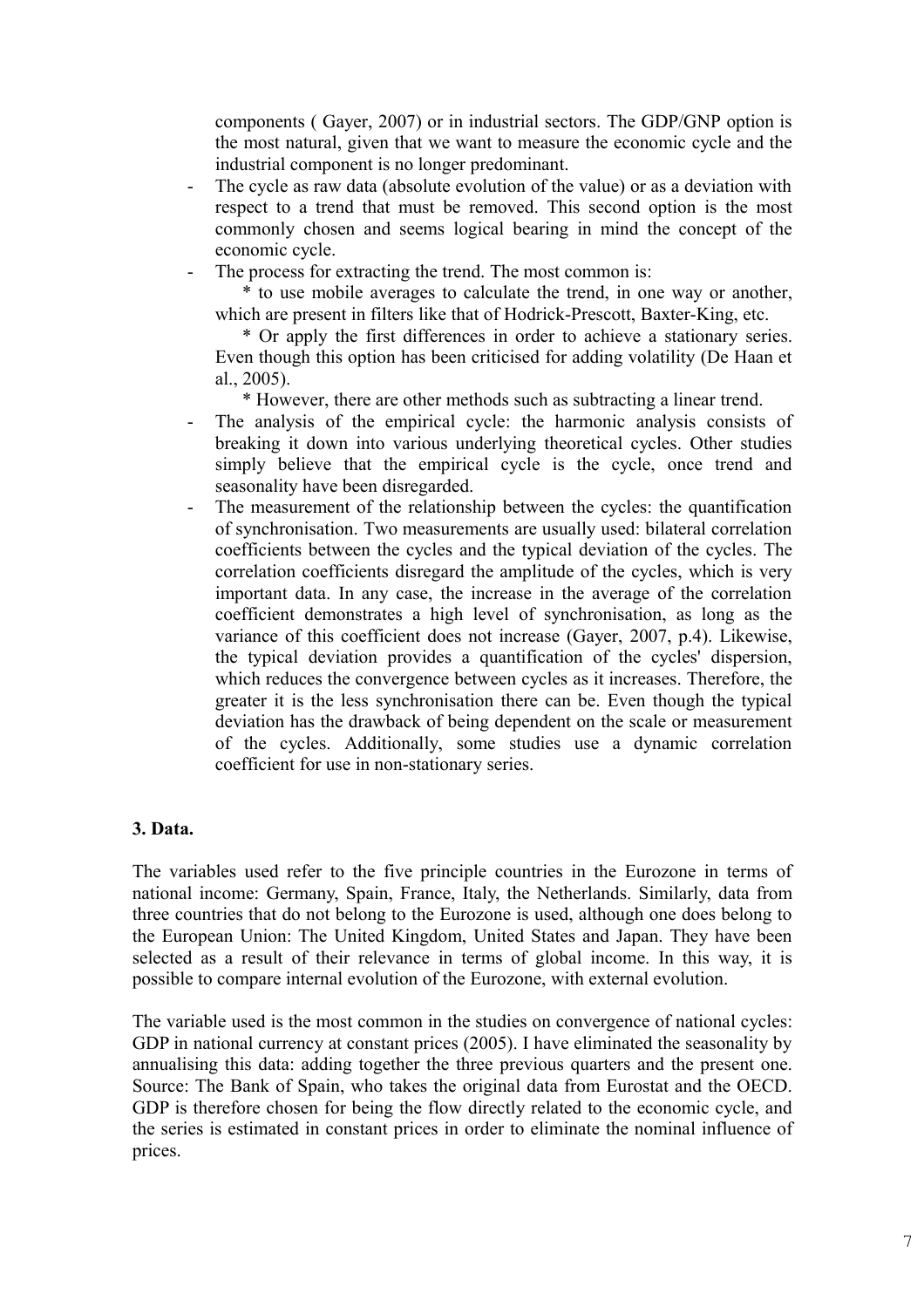components ( Gayer, 2007) or in industrial sectors. The GDP/GNP option is the most natural, given that we want to measure the economic cycle and the industrial component is no longer predominant.

- The cycle as raw data (absolute evolution of the value) or as a deviation with respect to a trend that must be removed. This second option is the most commonly chosen and seems logical bearing in mind the concept of the economic cycle.
- The process for extracting the trend. The most common is:

  \* to use mobile averages to calculate the trend, in one way or another, which are present in filters like that of Hodrick-Prescott, Baxter-King, etc.

  \* Or apply the first differences in order to achieve a stationary series. Even though this option has been criticised for adding volatility (De Haan et al., 2005).

  \* However, there are other methods such as subtracting a linear trend.
- The analysis of the empirical cycle: the harmonic analysis consists of breaking it down into various underlying theoretical cycles. Other studies simply believe that the empirical cycle is the cycle, once trend and seasonality have been disregarded.
- The measurement of the relationship between the cycles: the quantification of synchronisation. Two measurements are usually used: bilateral correlation coefficients between the cycles and the typical deviation of the cycles. The correlation coefficients disregard the amplitude of the cycles, which is very important data. In any case, the increase in the average of the correlation coefficient demonstrates a high level of synchronisation, as long as the variance of this coefficient does not increase (Gayer, 2007, p.4). Likewise, the typical deviation provides a quantification of the cycles' dispersion, which reduces the convergence between cycles as it increases. Therefore, the greater it is the less synchronisation there can be. Even though the typical deviation has the drawback of being dependent on the scale or measurement of the cycles. Additionally, some studies use a dynamic correlation coefficient for use in non-stationary series.

### 3. Data.

The variables used refer to the five principle countries in the Eurozone in terms of national income: Germany, Spain, France, Italy, the Netherlands. Similarly, data from three countries that do not belong to the Eurozone is used, although one does belong to the European Union: The United Kingdom, United States and Japan. They have been selected as a result of their relevance in terms of global income. In this way, it is possible to compare internal evolution of the Eurozone, with external evolution.

The variable used is the most common in the studies on convergence of national cycles: GDP in national currency at constant prices (2005). I have eliminated the seasonality by annualising this data: adding together the three previous quarters and the present one. Source: The Bank of Spain, who takes the original data from Eurostat and the OECD. GDP is therefore chosen for being the flow directly related to the economic cycle, and the series is estimated in constant prices in order to eliminate the nominal influence of prices.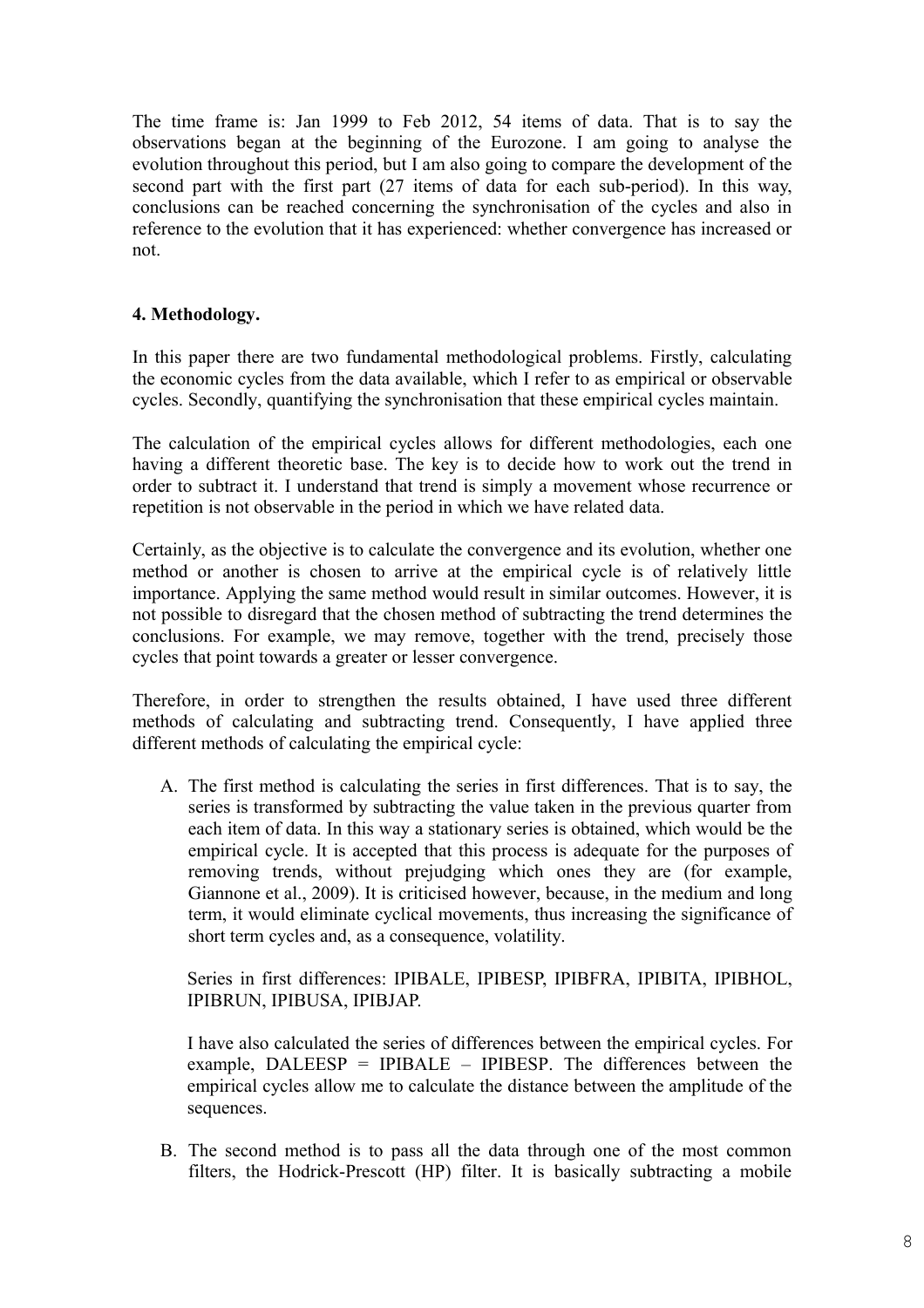The time frame is: Jan 1999 to Feb 2012, 54 items of data. That is to say the observations began at the beginning of the Eurozone. I am going to analyse the evolution throughout this period, but I am also going to compare the development of the second part with the first part (27 items of data for each sub-period). In this way, conclusions can be reached concerning the synchronisation of the cycles and also in reference to the evolution that it has experienced: whether convergence has increased or not.

**4. Methodology.**

In this paper there are two fundamental methodological problems. Firstly, calculating the economic cycles from the data available, which I refer to as empirical or observable cycles. Secondly, quantifying the synchronisation that these empirical cycles maintain.

The calculation of the empirical cycles allows for different methodologies, each one having a different theoretic base. The key is to decide how to work out the trend in order to subtract it. I understand that trend is simply a movement whose recurrence or repetition is not observable in the period in which we have related data.

Certainly, as the objective is to calculate the convergence and its evolution, whether one method or another is chosen to arrive at the empirical cycle is of relatively little importance. Applying the same method would result in similar outcomes. However, it is not possible to disregard that the chosen method of subtracting the trend determines the conclusions. For example, we may remove, together with the trend, precisely those cycles that point towards a greater or lesser convergence.

Therefore, in order to strengthen the results obtained, I have used three different methods of calculating and subtracting trend. Consequently, I have applied three different methods of calculating the empirical cycle:

A. The first method is calculating the series in first differences. That is to say, the series is transformed by subtracting the value taken in the previous quarter from each item of data. In this way a stationary series is obtained, which would be the empirical cycle. It is accepted that this process is adequate for the purposes of removing trends, without prejudging which ones they are (for example, Giannone et al., 2009). It is criticised however, because, in the medium and long term, it would eliminate cyclical movements, thus increasing the significance of short term cycles and, as a consequence, volatility.

   Series in first differences: IPIBALE, IPIBESP, IPIBFRA, IPIBITA, IPIBHOL, IPIBRUN, IPIBUSA, IPIBJAP.

   I have also calculated the series of differences between the empirical cycles. For example, DALEESP = IPIBALE – IPIBESP. The differences between the empirical cycles allow me to calculate the distance between the amplitude of the sequences.

B. The second method is to pass all the data through one of the most common filters, the Hodrick-Prescott (HP) filter. It is basically subtracting a mobile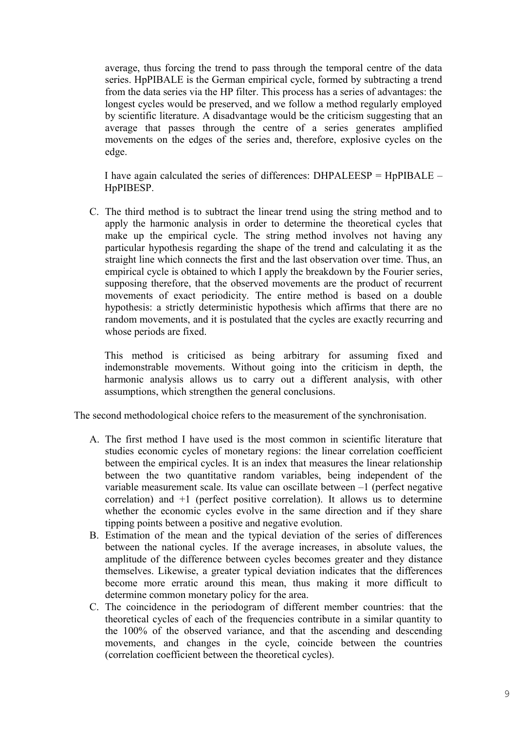average, thus forcing the trend to pass through the temporal centre of the data series. HpPIBALE is the German empirical cycle, formed by subtracting a trend from the data series via the HP filter. This process has a series of advantages: the longest cycles would be preserved, and we follow a method regularly employed by scientific literature. A disadvantage would be the criticism suggesting that an average that passes through the centre of a series generates amplified movements on the edges of the series and, therefore, explosive cycles on the edge.

I have again calculated the series of differences: DHPALEESP = HpPIBALE – HpPIBESP.

C. The third method is to subtract the linear trend using the string method and to apply the harmonic analysis in order to determine the theoretical cycles that make up the empirical cycle. The string method involves not having any particular hypothesis regarding the shape of the trend and calculating it as the straight line which connects the first and the last observation over time. Thus, an empirical cycle is obtained to which I apply the breakdown by the Fourier series, supposing therefore, that the observed movements are the product of recurrent movements of exact periodicity. The entire method is based on a double hypothesis: a strictly deterministic hypothesis which affirms that there are no random movements, and it is postulated that the cycles are exactly recurring and whose periods are fixed.

This method is criticised as being arbitrary for assuming fixed and indemonstrable movements. Without going into the criticism in depth, the harmonic analysis allows us to carry out a different analysis, with other assumptions, which strengthen the general conclusions.

The second methodological choice refers to the measurement of the synchronisation.

A. The first method I have used is the most common in scientific literature that studies economic cycles of monetary regions: the linear correlation coefficient between the empirical cycles. It is an index that measures the linear relationship between the two quantitative random variables, being independent of the variable measurement scale. Its value can oscillate between –1 (perfect negative correlation) and +1 (perfect positive correlation). It allows us to determine whether the economic cycles evolve in the same direction and if they share tipping points between a positive and negative evolution.

B. Estimation of the mean and the typical deviation of the series of differences between the national cycles. If the average increases, in absolute values, the amplitude of the difference between cycles becomes greater and they distance themselves. Likewise, a greater typical deviation indicates that the differences become more erratic around this mean, thus making it more difficult to determine common monetary policy for the area.

C. The coincidence in the periodogram of different member countries: that the theoretical cycles of each of the frequencies contribute in a similar quantity to the 100% of the observed variance, and that the ascending and descending movements, and changes in the cycle, coincide between the countries (correlation coefficient between the theoretical cycles).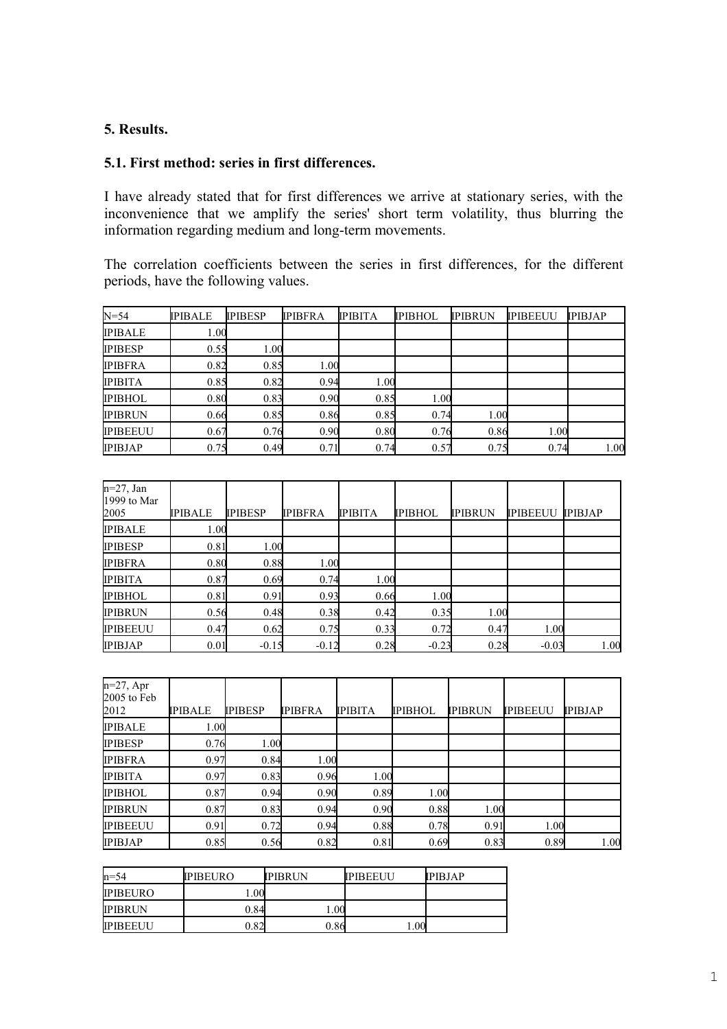### 5. Results.

### 5.1. First method: series in first differences.

I have already stated that for first differences we arrive at stationary series, with the inconvenience that we amplify the series' short term volatility, thus blurring the information regarding medium and long-term movements.

The correlation coefficients between the series in first differences, for the different periods, have the following values.

| N=54 | IPIBALE | IPIBESP | IPIBFRA | IPIBITA | IPIBHOL | IPIBRUN | IPIBEEUU | IPIBJAP |
|---|---|---|---|---|---|---|---|---|
| IPIBALE | 1.00 | | | | | | | |
| IPIBESP | 0.55 | 1.00 | | | | | | |
| IPIBFRA | 0.82 | 0.85 | 1.00 | | | | | |
| IPIBITA | 0.85 | 0.82 | 0.94 | 1.00 | | | | |
| IPIBHOL | 0.80 | 0.83 | 0.90 | 0.85 | 1.00 | | | |
| IPIBRUN | 0.66 | 0.85 | 0.86 | 0.85 | 0.74 | 1.00 | | |
| IPIBEEUU | 0.67 | 0.76 | 0.90 | 0.80 | 0.76 | 0.86 | 1.00 | |
| IPIBJAP | 0.75 | 0.49 | 0.71 | 0.74 | 0.57 | 0.75 | 0.74 | 1.00 |

| n=27, Jan 1999 to Mar 2005 | IPIBALE | IPIBESP | IPIBFRA | IPIBITA | IPIBHOL | IPIBRUN | IPIBEEUU | IPIBJAP |
|---|---|---|---|---|---|---|---|---|
| IPIBALE | 1.00 | | | | | | | |
| IPIBESP | 0.81 | 1.00 | | | | | | |
| IPIBFRA | 0.80 | 0.88 | 1.00 | | | | | |
| IPIBITA | 0.87 | 0.69 | 0.74 | 1.00 | | | | |
| IPIBHOL | 0.81 | 0.91 | 0.93 | 0.66 | 1.00 | | | |
| IPIBRUN | 0.56 | 0.48 | 0.38 | 0.42 | 0.35 | 1.00 | | |
| IPIBEEUU | 0.47 | 0.62 | 0.75 | 0.33 | 0.72 | 0.47 | 1.00 | |
| IPIBJAP | 0.01 | -0.15 | -0.12 | 0.28 | -0.23 | 0.28 | -0.03 | 1.00 |

| n=27, Apr 2005 to Feb 2012 | IPIBALE | IPIBESP | IPIBFRA | IPIBITA | IPIBHOL | IPIBRUN | IPIBEEUU | IPIBJAP |
|---|---|---|---|---|---|---|---|---|
| IPIBALE | 1.00 | | | | | | | |
| IPIBESP | 0.76 | 1.00 | | | | | | |
| IPIBFRA | 0.97 | 0.84 | 1.00 | | | | | |
| IPIBITA | 0.97 | 0.83 | 0.96 | 1.00 | | | | |
| IPIBHOL | 0.87 | 0.94 | 0.90 | 0.89 | 1.00 | | | |
| IPIBRUN | 0.87 | 0.83 | 0.94 | 0.90 | 0.88 | 1.00 | | |
| IPIBEEUU | 0.91 | 0.72 | 0.94 | 0.88 | 0.78 | 0.91 | 1.00 | |
| IPIBJAP | 0.85 | 0.56 | 0.82 | 0.81 | 0.69 | 0.83 | 0.89 | 1.00 |

| n=54 | IPIBEURO | IPIBRUN | IPIBEEUU | IPIBJAP |
|---|---|---|---|---|
| IPIBEURO | 1.00 | | | |
| IPIBRUN | 0.84 | 1.00 | | |
| IPIBEEUU | 0.82 | 0.86 | 1.00 | |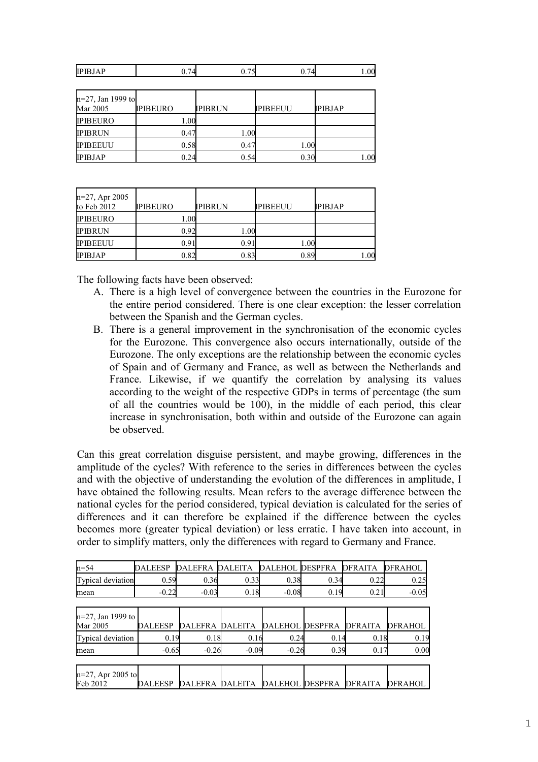| | | | | |
|---|---|---|---|---|
| IPIBJAP | 0.74 | 0.75 | 0.74 | 1.00 |

| n=27, Jan 1999 to Mar 2005 | IPIBEURO | IPIBRUN | IPIBEEUU | IPIBJAP |
|---|---|---|---|---|
| IPIBEURO | 1.00 | | | |
| IPIBRUN | 0.47 | 1.00 | | |
| IPIBEEUU | 0.58 | 0.47 | 1.00 | |
| IPIBJAP | 0.24 | 0.54 | 0.30 | 1.00 |

| n=27, Apr 2005 to Feb 2012 | IPIBEURO | IPIBRUN | IPIBEEUU | IPIBJAP |
|---|---|---|---|---|
| IPIBEURO | 1.00 | | | |
| IPIBRUN | 0.92 | 1.00 | | |
| IPIBEEUU | 0.91 | 0.91 | 1.00 | |
| IPIBJAP | 0.82 | 0.83 | 0.89 | 1.00 |

The following facts have been observed:

A. There is a high level of convergence between the countries in the Eurozone for the entire period considered. There is one clear exception: the lesser correlation between the Spanish and the German cycles.

B. There is a general improvement in the synchronisation of the economic cycles for the Eurozone. This convergence also occurs internationally, outside of the Eurozone. The only exceptions are the relationship between the economic cycles of Spain and of Germany and France, as well as between the Netherlands and France. Likewise, if we quantify the correlation by analysing its values according to the weight of the respective GDPs in terms of percentage (the sum of all the countries would be 100), in the middle of each period, this clear increase in synchronisation, both within and outside of the Eurozone can again be observed.

Can this great correlation disguise persistent, and maybe growing, differences in the amplitude of the cycles? With reference to the series in differences between the cycles and with the objective of understanding the evolution of the differences in amplitude, I have obtained the following results. Mean refers to the average difference between the national cycles for the period considered, typical deviation is calculated for the series of differences and it can therefore be explained if the difference between the cycles becomes more (greater typical deviation) or less erratic. I have taken into account, in order to simplify matters, only the differences with regard to Germany and France.

| n=54 | DALEESP | DALEFRA | DALEITA | DALEHOL | DESPFRA | DFRAITA | DFRAHOL |
|---|---|---|---|---|---|---|---|
| Typical deviation | 0.59 | 0.36 | 0.33 | 0.38 | 0.34 | 0.22 | 0.25 |
| mean | -0.22 | -0.03 | 0.18 | -0.08 | 0.19 | 0.21 | -0.05 |

| n=27, Jan 1999 to Mar 2005 | DALEESP | DALEFRA | DALEITA | DALEHOL | DESPFRA | DFRAITA | DFRAHOL |
|---|---|---|---|---|---|---|---|
| Typical deviation | 0.19 | 0.18 | 0.16 | 0.24 | 0.14 | 0.18 | 0.19 |
| mean | -0.65 | -0.26 | -0.09 | -0.26 | 0.39 | 0.17 | 0.00 |

| n=27, Apr 2005 to Feb 2012 | DALEESP | DALEFRA | DALEITA | DALEHOL | DESPFRA | DFRAITA | DFRAHOL |
|---|---|---|---|---|---|---|---|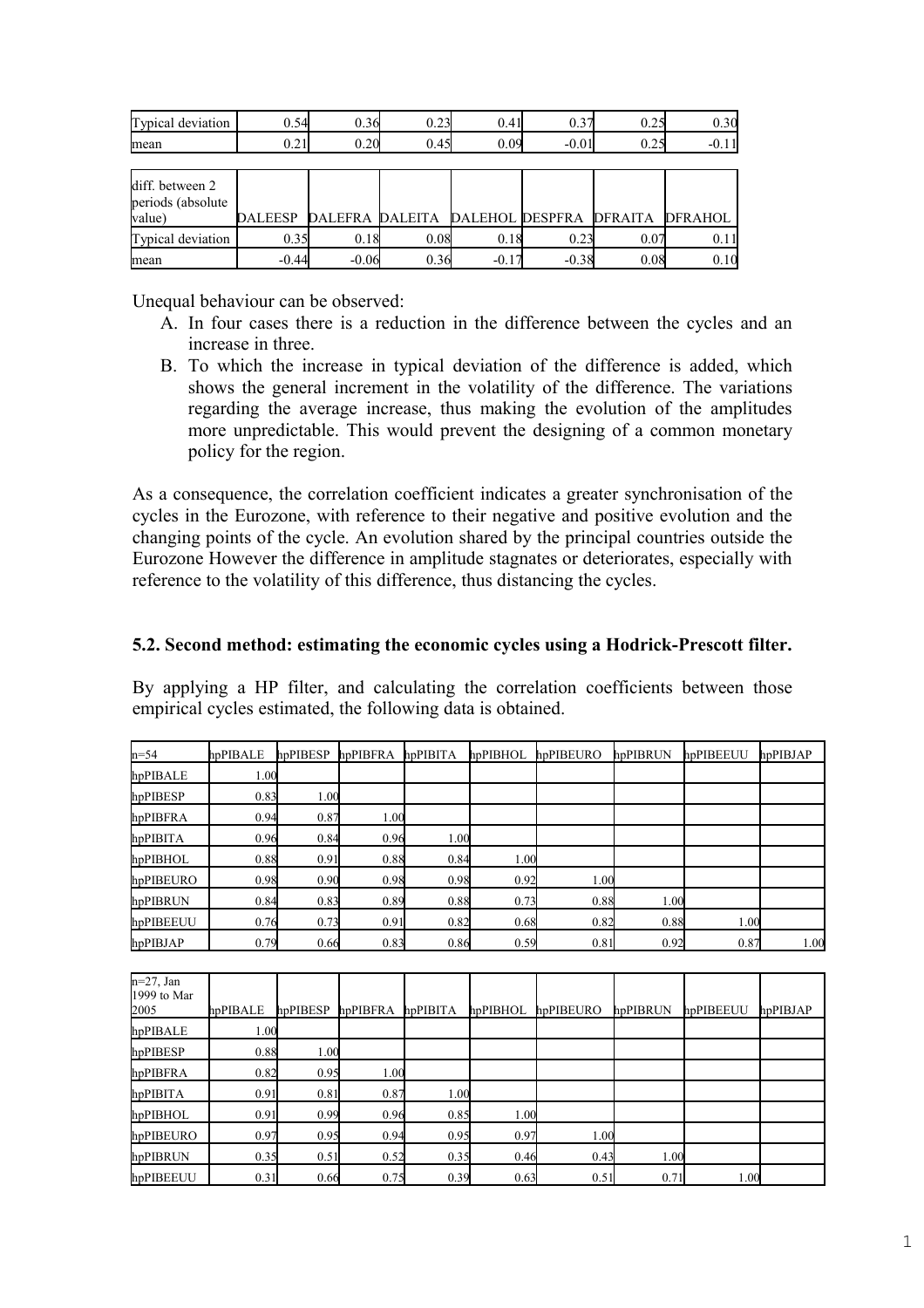| | | | | | | | |
|---|---|---|---|---|---|---|---|
| Typical deviation | 0.54 | 0.36 | 0.23 | 0.41 | 0.37 | 0.25 | 0.30 |
| mean | 0.21 | 0.20 | 0.45 | 0.09 | -0.01 | 0.25 | -0.11 |

| diff. between 2 periods (absolute value) | DALEESP | DALEFRA | DALEITA | DALEHOL | DESPFRA | DFRAITA | DFRAHOL |
|---|---|---|---|---|---|---|---|
| Typical deviation | 0.35 | 0.18 | 0.08 | 0.18 | 0.23 | 0.07 | 0.11 |
| mean | -0.44 | -0.06 | 0.36 | -0.17 | -0.38 | 0.08 | 0.10 |

Unequal behaviour can be observed:

A. In four cases there is a reduction in the difference between the cycles and an increase in three.
B. To which the increase in typical deviation of the difference is added, which shows the general increment in the volatility of the difference. The variations regarding the average increase, thus making the evolution of the amplitudes more unpredictable. This would prevent the designing of a common monetary policy for the region.

As a consequence, the correlation coefficient indicates a greater synchronisation of the cycles in the Eurozone, with reference to their negative and positive evolution and the changing points of the cycle. An evolution shared by the principal countries outside the Eurozone However the difference in amplitude stagnates or deteriorates, especially with reference to the volatility of this difference, thus distancing the cycles.

### 5.2. Second method: estimating the economic cycles using a Hodrick-Prescott filter.

By applying a HP filter, and calculating the correlation coefficients between those empirical cycles estimated, the following data is obtained.

| n=54 | hpPIBALE | hpPIBESP | hpPIBFRA | hpPIBITA | hpPIBHOL | hpPIBEURO | hpPIBRUN | hpPIBEEUU | hpPIBJAP |
|---|---|---|---|---|---|---|---|---|---|
| hpPIBALE | 1.00 | | | | | | | | |
| hpPIBESP | 0.83 | 1.00 | | | | | | | |
| hpPIBFRA | 0.94 | 0.87 | 1.00 | | | | | | |
| hpPIBITA | 0.96 | 0.84 | 0.96 | 1.00 | | | | | |
| hpPIBHOL | 0.88 | 0.91 | 0.88 | 0.84 | 1.00 | | | | |
| hpPIBEURO | 0.98 | 0.90 | 0.98 | 0.98 | 0.92 | 1.00 | | | |
| hpPIBRUN | 0.84 | 0.83 | 0.89 | 0.88 | 0.73 | 0.88 | 1.00 | | |
| hpPIBEEUU | 0.76 | 0.73 | 0.91 | 0.82 | 0.68 | 0.82 | 0.88 | 1.00 | |
| hpPIBJAP | 0.79 | 0.66 | 0.83 | 0.86 | 0.59 | 0.81 | 0.92 | 0.87 | 1.00 |

| n=27, Jan 1999 to Mar 2005 | hpPIBALE | hpPIBESP | hpPIBFRA | hpPIBITA | hpPIBHOL | hpPIBEURO | hpPIBRUN | hpPIBEEUU | hpPIBJAP |
|---|---|---|---|---|---|---|---|---|---|
| hpPIBALE | 1.00 | | | | | | | | |
| hpPIBESP | 0.88 | 1.00 | | | | | | | |
| hpPIBFRA | 0.82 | 0.95 | 1.00 | | | | | | |
| hpPIBITA | 0.91 | 0.81 | 0.87 | 1.00 | | | | | |
| hpPIBHOL | 0.91 | 0.99 | 0.96 | 0.85 | 1.00 | | | | |
| hpPIBEURO | 0.97 | 0.95 | 0.94 | 0.95 | 0.97 | 1.00 | | | |
| hpPIBRUN | 0.35 | 0.51 | 0.52 | 0.35 | 0.46 | 0.43 | 1.00 | | |
| hpPIBEEUU | 0.31 | 0.66 | 0.75 | 0.39 | 0.63 | 0.51 | 0.71 | 1.00 | |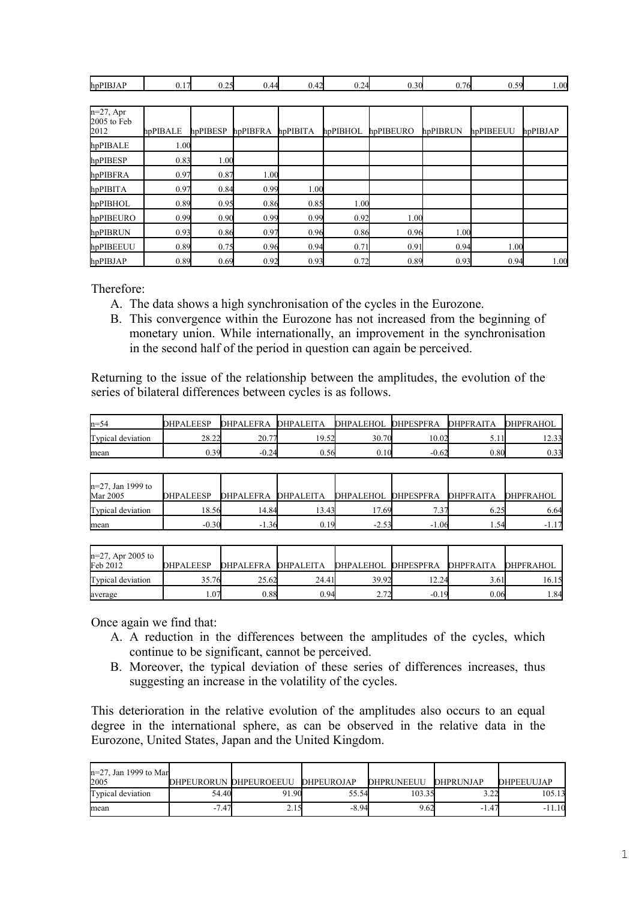| | | | | | | | | | |
|---|---|---|---|---|---|---|---|---|---|
| hpPIBJAP | 0.17 | 0.25 | 0.44 | 0.42 | 0.24 | 0.30 | 0.76 | 0.59 | 1.00 |

| n=27, Apr 2005 to Feb 2012 | hpPIBALE | hpPIBESP | hpPIBFRA | hpPIBITA | hpPIBHOL | hpPIBEURO | hpPIBRUN | hpPIBEEUU | hpPIBJAP |
|---|---|---|---|---|---|---|---|---|---|
| hpPIBALE | 1.00 | | | | | | | | |
| hpPIBESP | 0.83 | 1.00 | | | | | | | |
| hpPIBFRA | 0.97 | 0.87 | 1.00 | | | | | | |
| hpPIBITA | 0.97 | 0.84 | 0.99 | 1.00 | | | | | |
| hpPIBHOL | 0.89 | 0.95 | 0.86 | 0.85 | 1.00 | | | | |
| hpPIBEURO | 0.99 | 0.90 | 0.99 | 0.99 | 0.92 | 1.00 | | | |
| hpPIBRUN | 0.93 | 0.86 | 0.97 | 0.96 | 0.86 | 0.96 | 1.00 | | |
| hpPIBEEUU | 0.89 | 0.75 | 0.96 | 0.94 | 0.71 | 0.91 | 0.94 | 1.00 | |
| hpPIBJAP | 0.89 | 0.69 | 0.92 | 0.93 | 0.72 | 0.89 | 0.93 | 0.94 | 1.00 |

Therefore:

A. The data shows a high synchronisation of the cycles in the Eurozone.
B. This convergence within the Eurozone has not increased from the beginning of monetary union. While internationally, an improvement in the synchronisation in the second half of the period in question can again be perceived.

Returning to the issue of the relationship between the amplitudes, the evolution of the series of bilateral differences between cycles is as follows.

| n=54 | DHPALEESP | DHPALEFRA | DHPALEITA | DHPALEHOL | DHPESPFRA | DHPFRAITA | DHPFRAHOL |
|---|---|---|---|---|---|---|---|
| Typical deviation | 28.22 | 20.77 | 19.52 | 30.70 | 10.02 | 5.11 | 12.33 |
| mean | 0.39 | -0.24 | 0.56 | 0.10 | -0.62 | 0.80 | 0.33 |

| n=27, Jan 1999 to Mar 2005 | DHPALEESP | DHPALEFRA | DHPALEITA | DHPALEHOL | DHPESPFRA | DHPFRAITA | DHPFRAHOL |
|---|---|---|---|---|---|---|---|
| Typical deviation | 18.56 | 14.84 | 13.43 | 17.69 | 7.37 | 6.25 | 6.64 |
| mean | -0.30 | -1.36 | 0.19 | -2.53 | -1.06 | 1.54 | -1.17 |

| n=27, Apr 2005 to Feb 2012 | DHPALEESP | DHPALEFRA | DHPALEITA | DHPALEHOL | DHPESPFRA | DHPFRAITA | DHPFRAHOL |
|---|---|---|---|---|---|---|---|
| Typical deviation | 35.76 | 25.62 | 24.41 | 39.92 | 12.24 | 3.61 | 16.15 |
| average | 1.07 | 0.88 | 0.94 | 2.72 | -0.19 | 0.06 | 1.84 |

Once again we find that:

A. A reduction in the differences between the amplitudes of the cycles, which continue to be significant, cannot be perceived.
B. Moreover, the typical deviation of these series of differences increases, thus suggesting an increase in the volatility of the cycles.

This deterioration in the relative evolution of the amplitudes also occurs to an equal degree in the international sphere, as can be observed in the relative data in the Eurozone, United States, Japan and the United Kingdom.

| n=27, Jan 1999 to Mar 2005 | DHPEURORUN | DHPEUROEEUU | DHPEUROJAP | DHPRUNEEUU | DHPRUNJAP | DHPEEUUJAP |
|---|---|---|---|---|---|---|
| Typical deviation | 54.40 | 91.90 | 55.54 | 103.35 | 3.22 | 105.13 |
| mean | -7.47 | 2.15 | -8.94 | 9.62 | -1.47 | -11.10 |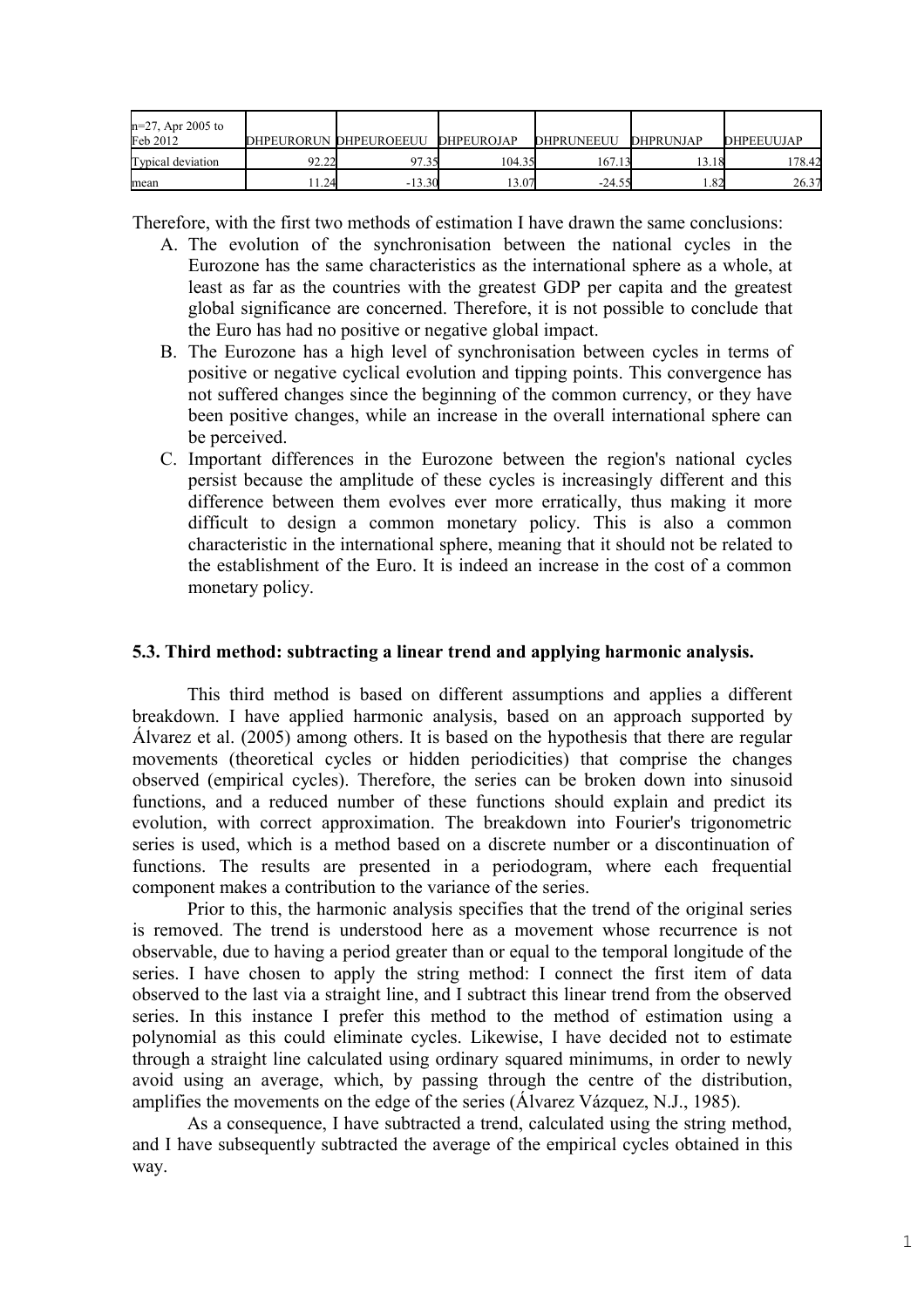| n=27, Apr 2005 to Feb 2012 | DHPEURORUN | DHPEUROEEUU | DHPEUROJAP | DHPRUNEEUU | DHPRUNJAP | DHPEEUUJAP |
|---|---|---|---|---|---|---|
| Typical deviation | 92.22 | 97.35 | 104.35 | 167.13 | 13.18 | 178.42 |
| mean | 11.24 | -13.30 | 13.07 | -24.55 | 1.82 | 26.37 |

Therefore, with the first two methods of estimation I have drawn the same conclusions:

A. The evolution of the synchronisation between the national cycles in the Eurozone has the same characteristics as the international sphere as a whole, at least as far as the countries with the greatest GDP per capita and the greatest global significance are concerned. Therefore, it is not possible to conclude that the Euro has had no positive or negative global impact.

B. The Eurozone has a high level of synchronisation between cycles in terms of positive or negative cyclical evolution and tipping points. This convergence has not suffered changes since the beginning of the common currency, or they have been positive changes, while an increase in the overall international sphere can be perceived.

C. Important differences in the Eurozone between the region's national cycles persist because the amplitude of these cycles is increasingly different and this difference between them evolves ever more erratically, thus making it more difficult to design a common monetary policy. This is also a common characteristic in the international sphere, meaning that it should not be related to the establishment of the Euro. It is indeed an increase in the cost of a common monetary policy.

### 5.3. Third method: subtracting a linear trend and applying harmonic analysis.

This third method is based on different assumptions and applies a different breakdown. I have applied harmonic analysis, based on an approach supported by Álvarez et al. (2005) among others. It is based on the hypothesis that there are regular movements (theoretical cycles or hidden periodicities) that comprise the changes observed (empirical cycles). Therefore, the series can be broken down into sinusoid functions, and a reduced number of these functions should explain and predict its evolution, with correct approximation. The breakdown into Fourier's trigonometric series is used, which is a method based on a discrete number or a discontinuation of functions. The results are presented in a periodogram, where each frequential component makes a contribution to the variance of the series.

Prior to this, the harmonic analysis specifies that the trend of the original series is removed. The trend is understood here as a movement whose recurrence is not observable, due to having a period greater than or equal to the temporal longitude of the series. I have chosen to apply the string method: I connect the first item of data observed to the last via a straight line, and I subtract this linear trend from the observed series. In this instance I prefer this method to the method of estimation using a polynomial as this could eliminate cycles. Likewise, I have decided not to estimate through a straight line calculated using ordinary squared minimums, in order to newly avoid using an average, which, by passing through the centre of the distribution, amplifies the movements on the edge of the series (Álvarez Vázquez, N.J., 1985).

As a consequence, I have subtracted a trend, calculated using the string method, and I have subsequently subtracted the average of the empirical cycles obtained in this way.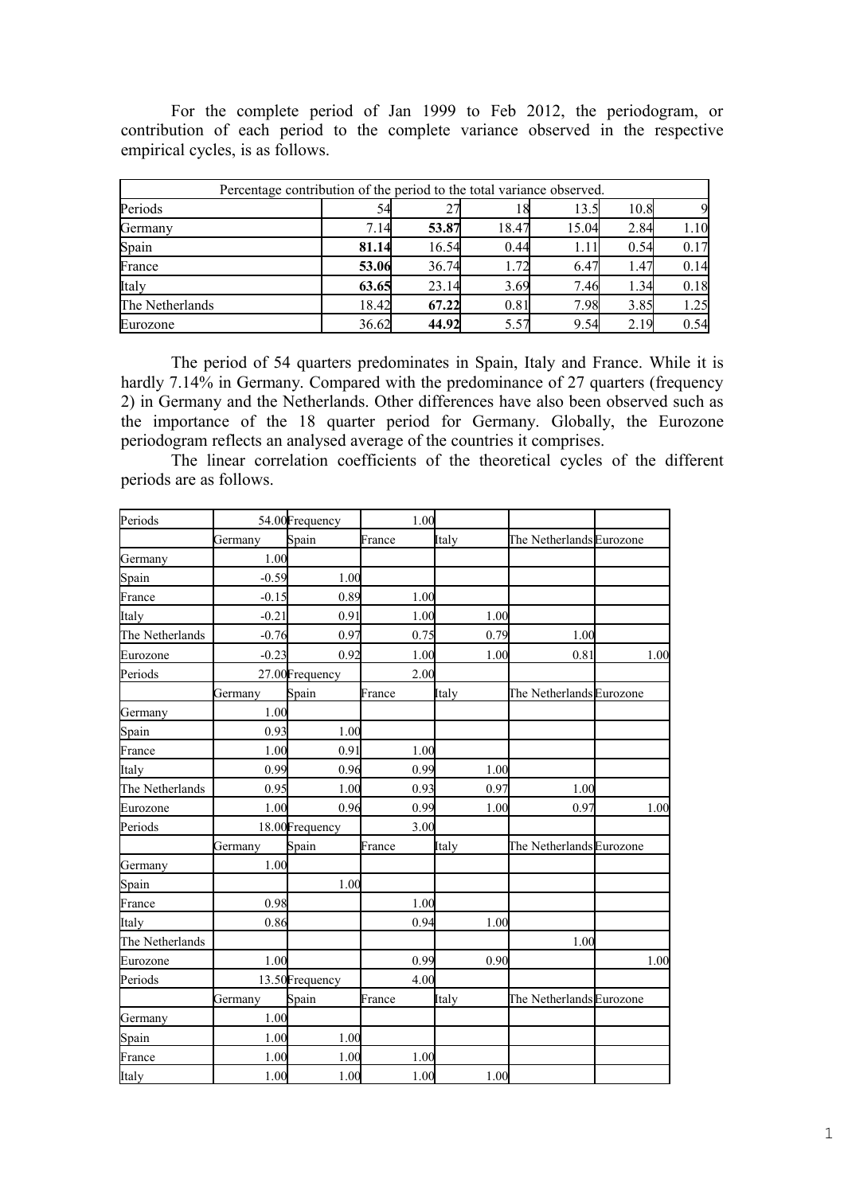For the complete period of Jan 1999 to Feb 2012, the periodogram, or contribution of each period to the complete variance observed in the respective empirical cycles, is as follows.

| Percentage contribution of the period to the total variance observed. | | | | | | |
|---|---|---|---|---|---|---|
| Periods | 54 | 27 | 18 | 13.5 | 10.8 | 9 |
| Germany | 7.14 | **53.87** | 18.47 | 15.04 | 2.84 | 1.10 |
| Spain | **81.14** | 16.54 | 0.44 | 1.11 | 0.54 | 0.17 |
| France | **53.06** | 36.74 | 1.72 | 6.47 | 1.47 | 0.14 |
| Italy | **63.65** | 23.14 | 3.69 | 7.46 | 1.34 | 0.18 |
| The Netherlands | 18.42 | **67.22** | 0.81 | 7.98 | 3.85 | 1.25 |
| Eurozone | 36.62 | **44.92** | 5.57 | 9.54 | 2.19 | 0.54 |

The period of 54 quarters predominates in Spain, Italy and France. While it is hardly 7.14% in Germany. Compared with the predominance of 27 quarters (frequency 2) in Germany and the Netherlands. Other differences have also been observed such as the importance of the 18 quarter period for Germany. Globally, the Eurozone periodogram reflects an analysed average of the countries it comprises.

The linear correlation coefficients of the theoretical cycles of the different periods are as follows.

| Periods | 54.00 | Frequency | 1.00 | | | |
|---|---|---|---|---|---|---|
| | Germany | Spain | France | Italy | The Netherlands | Eurozone |
| Germany | 1.00 | | | | | |
| Spain | -0.59 | 1.00 | | | | |
| France | -0.15 | 0.89 | 1.00 | | | |
| Italy | -0.21 | 0.91 | 1.00 | 1.00 | | |
| The Netherlands | -0.76 | 0.97 | 0.75 | 0.79 | 1.00 | |
| Eurozone | -0.23 | 0.92 | 1.00 | 1.00 | 0.81 | 1.00 |
| Periods | 27.00 | Frequency | 2.00 | | | |
| | Germany | Spain | France | Italy | The Netherlands | Eurozone |
| Germany | 1.00 | | | | | |
| Spain | 0.93 | 1.00 | | | | |
| France | 1.00 | 0.91 | 1.00 | | | |
| Italy | 0.99 | 0.96 | 0.99 | 1.00 | | |
| The Netherlands | 0.95 | 1.00 | 0.93 | 0.97 | 1.00 | |
| Eurozone | 1.00 | 0.96 | 0.99 | 1.00 | 0.97 | 1.00 |
| Periods | 18.00 | Frequency | 3.00 | | | |
| | Germany | Spain | France | Italy | The Netherlands | Eurozone |
| Germany | 1.00 | | | | | |
| Spain | | 1.00 | | | | |
| France | 0.98 | | 1.00 | | | |
| Italy | 0.86 | | 0.94 | 1.00 | | |
| The Netherlands | | | | | 1.00 | |
| Eurozone | 1.00 | | 0.99 | 0.90 | | 1.00 |
| Periods | 13.50 | Frequency | 4.00 | | | |
| | Germany | Spain | France | Italy | The Netherlands | Eurozone |
| Germany | 1.00 | | | | | |
| Spain | 1.00 | 1.00 | | | | |
| France | 1.00 | 1.00 | 1.00 | | | |
| Italy | 1.00 | 1.00 | 1.00 | 1.00 | | |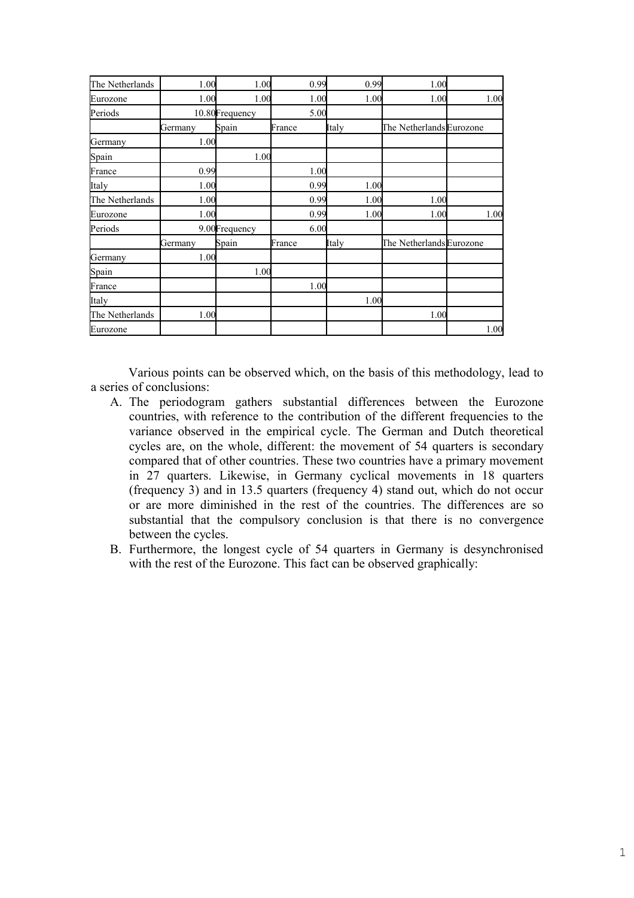| | | | | | | |
|---|---|---|---|---|---|---|
| The Netherlands | 1.00 | 1.00 | 0.99 | 0.99 | 1.00 | |
| Eurozone | 1.00 | 1.00 | 1.00 | 1.00 | 1.00 | 1.00 |
| Periods | 10.80 | Frequency | 5.00 | | | |
| | Germany | Spain | France | Italy | The Netherlands | Eurozone |
| Germany | 1.00 | | | | | |
| Spain | | 1.00 | | | | |
| France | 0.99 | | 1.00 | | | |
| Italy | 1.00 | | 0.99 | 1.00 | | |
| The Netherlands | 1.00 | | 0.99 | 1.00 | 1.00 | |
| Eurozone | 1.00 | | 0.99 | 1.00 | 1.00 | 1.00 |
| Periods | 9.00 | Frequency | 6.00 | | | |
| | Germany | Spain | France | Italy | The Netherlands | Eurozone |
| Germany | 1.00 | | | | | |
| Spain | | 1.00 | | | | |
| France | | | 1.00 | | | |
| Italy | | | | 1.00 | | |
| The Netherlands | 1.00 | | | | 1.00 | |
| Eurozone | | | | | | 1.00 |

Various points can be observed which, on the basis of this methodology, lead to a series of conclusions:

A. The periodogram gathers substantial differences between the Eurozone countries, with reference to the contribution of the different frequencies to the variance observed in the empirical cycle. The German and Dutch theoretical cycles are, on the whole, different: the movement of 54 quarters is secondary compared that of other countries. These two countries have a primary movement in 27 quarters. Likewise, in Germany cyclical movements in 18 quarters (frequency 3) and in 13.5 quarters (frequency 4) stand out, which do not occur or are more diminished in the rest of the countries. The differences are so substantial that the compulsory conclusion is that there is no convergence between the cycles.
B. Furthermore, the longest cycle of 54 quarters in Germany is desynchronised with the rest of the Eurozone. This fact can be observed graphically: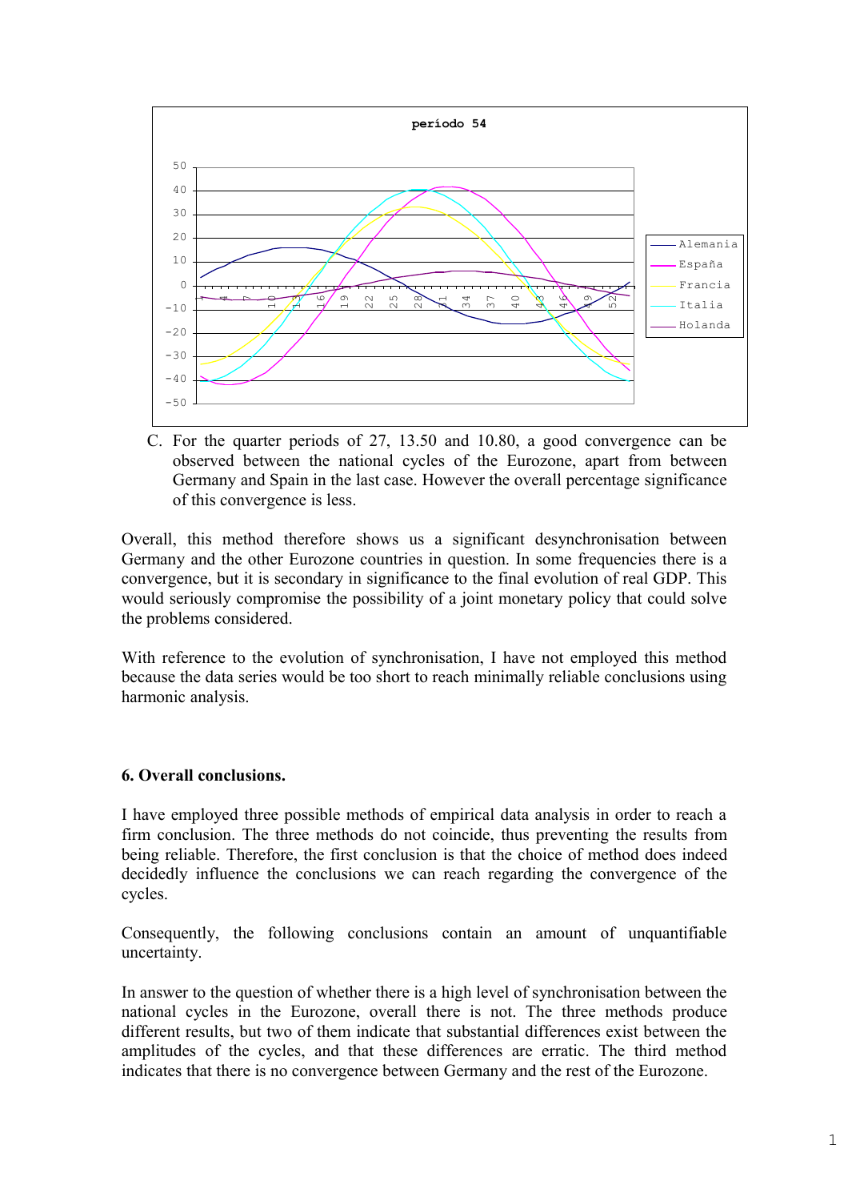período 54

50
40
30
20
10
0
-10
-20
-30
-40
-50

1 4 7 10 13 16 19 22 25 28 31 34 37 40 43 46 49 52

Alemania
España
Francia
Italia
Holanda

C. For the quarter periods of 27, 13.50 and 10.80, a good convergence can be observed between the national cycles of the Eurozone, apart from between Germany and Spain in the last case. However the overall percentage significance of this convergence is less.

Overall, this method therefore shows us a significant desynchronisation between Germany and the other Eurozone countries in question. In some frequencies there is a convergence, but it is secondary in significance to the final evolution of real GDP. This would seriously compromise the possibility of a joint monetary policy that could solve the problems considered.

With reference to the evolution of synchronisation, I have not employed this method because the data series would be too short to reach minimally reliable conclusions using harmonic analysis.

## 6. Overall conclusions.

I have employed three possible methods of empirical data analysis in order to reach a firm conclusion. The three methods do not coincide, thus preventing the results from being reliable. Therefore, the first conclusion is that the choice of method does indeed decidedly influence the conclusions we can reach regarding the convergence of the cycles.

Consequently, the following conclusions contain an amount of unquantifiable uncertainty.

In answer to the question of whether there is a high level of synchronisation between the national cycles in the Eurozone, overall there is not. The three methods produce different results, but two of them indicate that substantial differences exist between the amplitudes of the cycles, and that these differences are erratic. The third method indicates that there is no convergence between Germany and the rest of the Eurozone.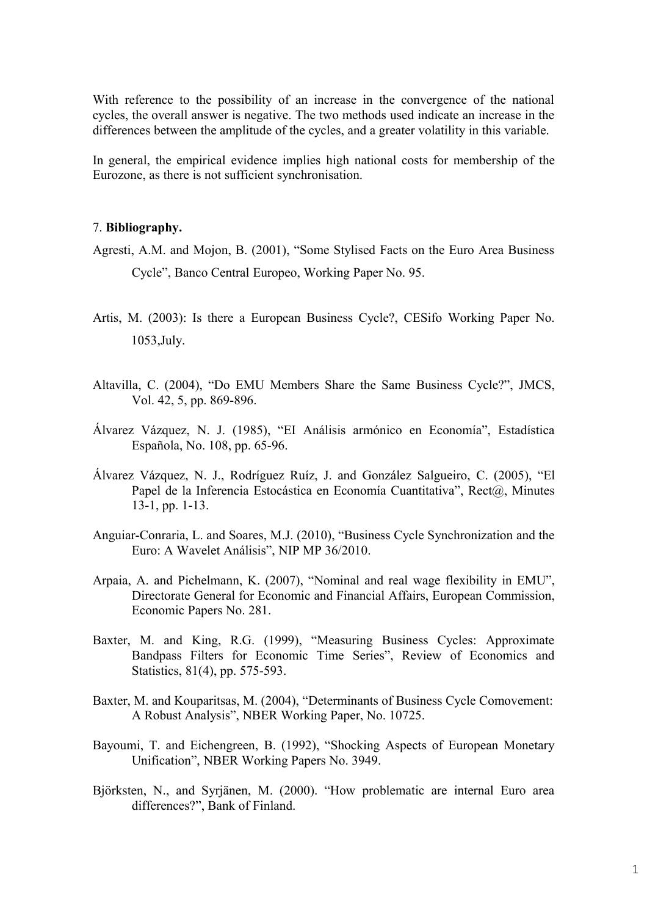With reference to the possibility of an increase in the convergence of the national cycles, the overall answer is negative. The two methods used indicate an increase in the differences between the amplitude of the cycles, and a greater volatility in this variable.

In general, the empirical evidence implies high national costs for membership of the Eurozone, as there is not sufficient synchronisation.

## 7. **Bibliography.**

Agresti, A.M. and Mojon, B. (2001), "Some Stylised Facts on the Euro Area Business Cycle", Banco Central Europeo, Working Paper No. 95.

Artis, M. (2003): Is there a European Business Cycle?, CESifo Working Paper No. 1053,July.

Altavilla, C. (2004), "Do EMU Members Share the Same Business Cycle?", JMCS, Vol. 42, 5, pp. 869-896.

Álvarez Vázquez, N. J. (1985), "EI Análisis armónico en Economía", Estadística Española, No. 108, pp. 65-96.

Álvarez Vázquez, N. J., Rodríguez Ruíz, J. and González Salgueiro, C. (2005), "El Papel de la Inferencia Estocástica en Economía Cuantitativa", Rect@, Minutes 13-1, pp. 1-13.

Anguiar-Conraria, L. and Soares, M.J. (2010), "Business Cycle Synchronization and the Euro: A Wavelet Análisis", NIP MP 36/2010.

Arpaia, A. and Pichelmann, K. (2007), "Nominal and real wage flexibility in EMU", Directorate General for Economic and Financial Affairs, European Commission, Economic Papers No. 281.

Baxter, M. and King, R.G. (1999), "Measuring Business Cycles: Approximate Bandpass Filters for Economic Time Series", Review of Economics and Statistics, 81(4), pp. 575-593.

Baxter, M. and Kouparitsas, M. (2004), "Determinants of Business Cycle Comovement: A Robust Analysis", NBER Working Paper, No. 10725.

Bayoumi, T. and Eichengreen, B. (1992), "Shocking Aspects of European Monetary Unification", NBER Working Papers No. 3949.

Björksten, N., and Syrjänen, M. (2000). "How problematic are internal Euro area differences?", Bank of Finland.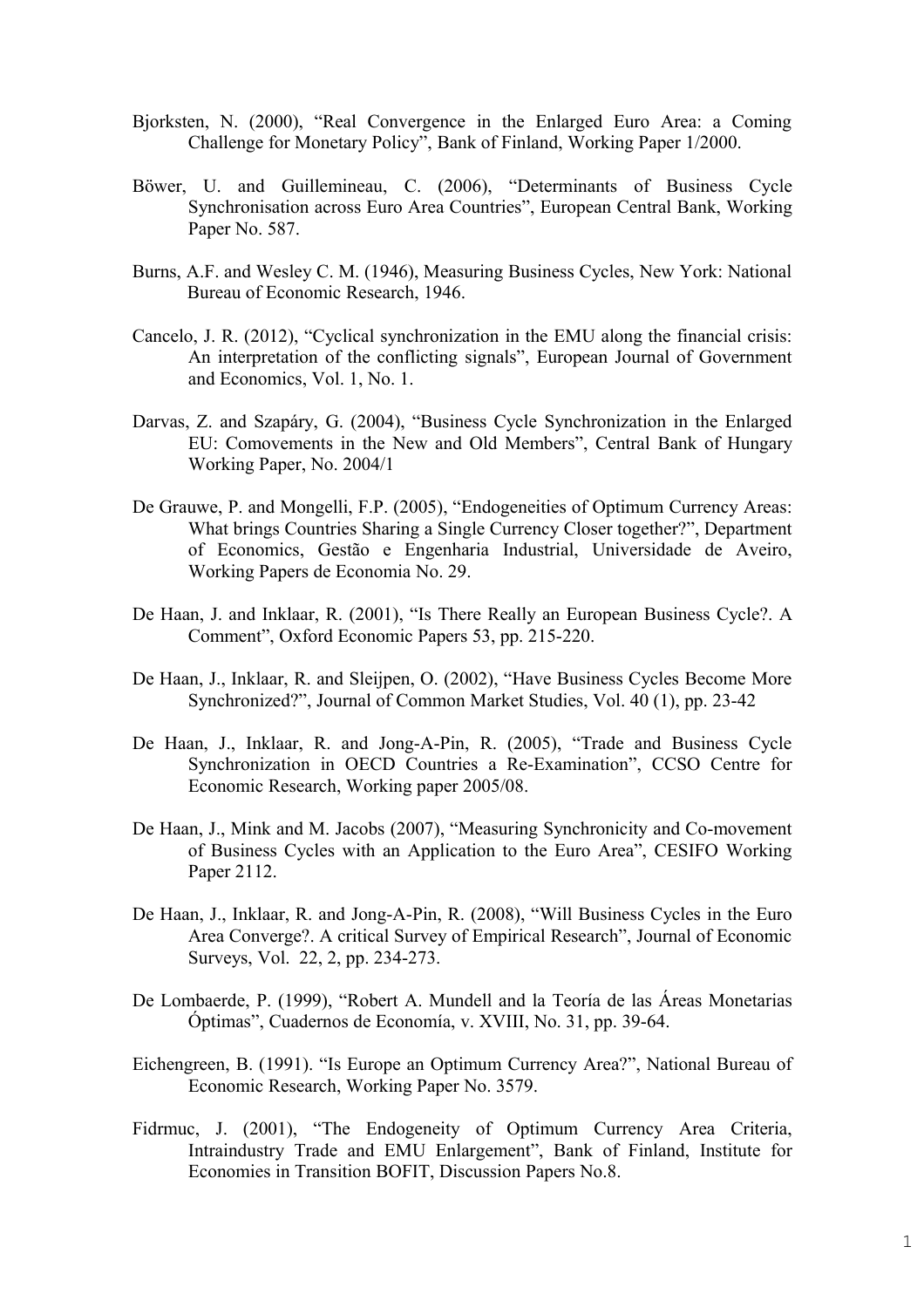Bjorksten, N. (2000), "Real Convergence in the Enlarged Euro Area: a Coming Challenge for Monetary Policy", Bank of Finland, Working Paper 1/2000.

Böwer, U. and Guillemineau, C. (2006), "Determinants of Business Cycle Synchronisation across Euro Area Countries", European Central Bank, Working Paper No. 587.

Burns, A.F. and Wesley C. M. (1946), Measuring Business Cycles, New York: National Bureau of Economic Research, 1946.

Cancelo, J. R. (2012), "Cyclical synchronization in the EMU along the financial crisis: An interpretation of the conflicting signals", European Journal of Government and Economics, Vol. 1, No. 1.

Darvas, Z. and Szapáry, G. (2004), "Business Cycle Synchronization in the Enlarged EU: Comovements in the New and Old Members", Central Bank of Hungary Working Paper, No. 2004/1

De Grauwe, P. and Mongelli, F.P. (2005), "Endogeneities of Optimum Currency Areas: What brings Countries Sharing a Single Currency Closer together?", Department of Economics, Gestão e Engenharia Industrial, Universidade de Aveiro, Working Papers de Economia No. 29.

De Haan, J. and Inklaar, R. (2001), "Is There Really an European Business Cycle?. A Comment", Oxford Economic Papers 53, pp. 215-220.

De Haan, J., Inklaar, R. and Sleijpen, O. (2002), "Have Business Cycles Become More Synchronized?", Journal of Common Market Studies, Vol. 40 (1), pp. 23-42

De Haan, J., Inklaar, R. and Jong-A-Pin, R. (2005), "Trade and Business Cycle Synchronization in OECD Countries a Re-Examination", CCSO Centre for Economic Research, Working paper 2005/08.

De Haan, J., Mink and M. Jacobs (2007), "Measuring Synchronicity and Co-movement of Business Cycles with an Application to the Euro Area", CESIFO Working Paper 2112.

De Haan, J., Inklaar, R. and Jong-A-Pin, R. (2008), "Will Business Cycles in the Euro Area Converge?. A critical Survey of Empirical Research", Journal of Economic Surveys, Vol. 22, 2, pp. 234-273.

De Lombaerde, P. (1999), "Robert A. Mundell and la Teoría de las Áreas Monetarias Óptimas", Cuadernos de Economía, v. XVIII, No. 31, pp. 39-64.

Eichengreen, B. (1991). "Is Europe an Optimum Currency Area?", National Bureau of Economic Research, Working Paper No. 3579.

Fidrmuc, J. (2001), "The Endogeneity of Optimum Currency Area Criteria, Intraindustry Trade and EMU Enlargement", Bank of Finland, Institute for Economies in Transition BOFIT, Discussion Papers No.8.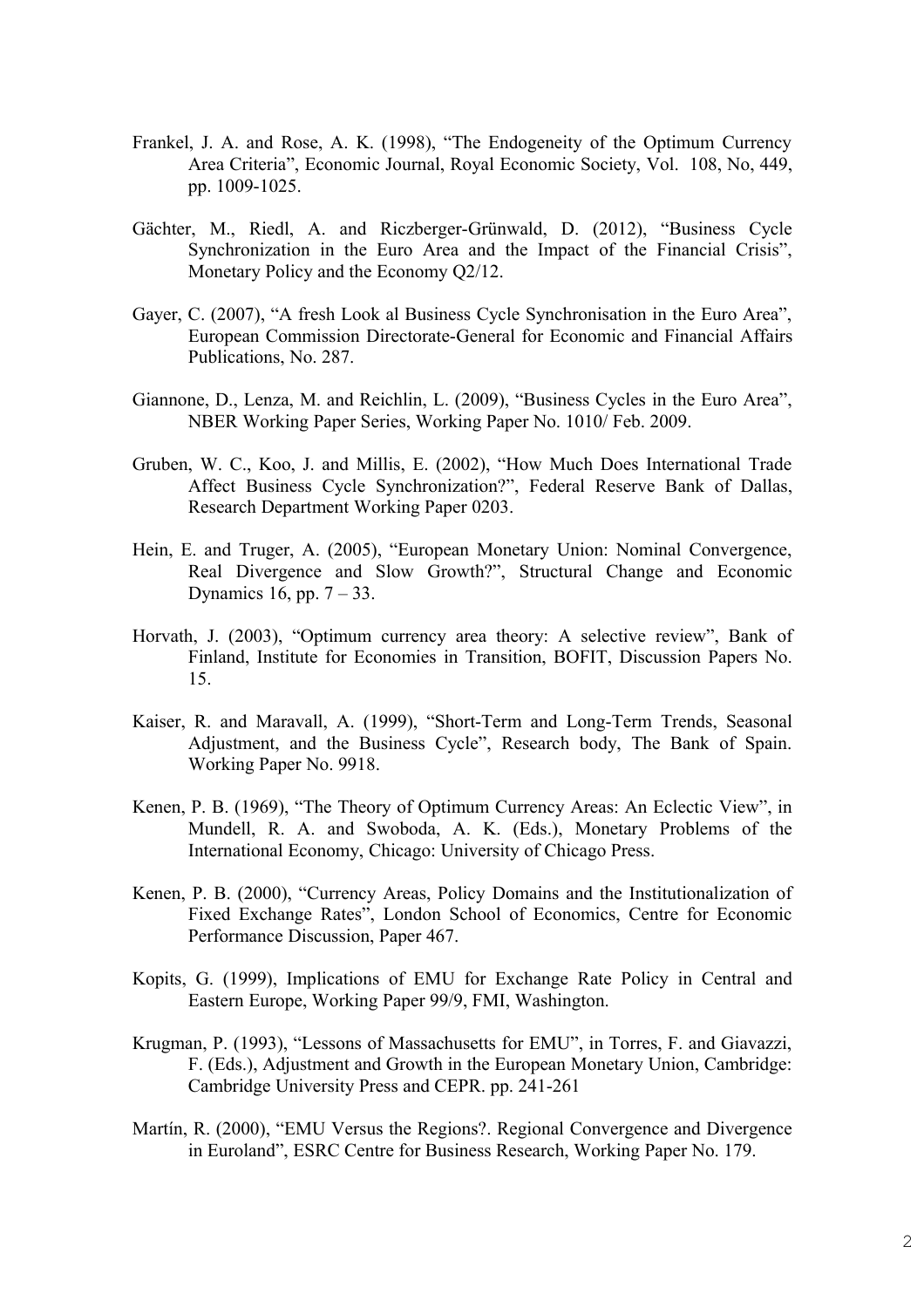Frankel, J. A. and Rose, A. K. (1998), "The Endogeneity of the Optimum Currency Area Criteria", Economic Journal, Royal Economic Society, Vol. 108, No, 449, pp. 1009-1025.

Gächter, M., Riedl, A. and Riczberger-Grünwald, D. (2012), "Business Cycle Synchronization in the Euro Area and the Impact of the Financial Crisis", Monetary Policy and the Economy Q2/12.

Gayer, C. (2007), "A fresh Look al Business Cycle Synchronisation in the Euro Area", European Commission Directorate-General for Economic and Financial Affairs Publications, No. 287.

Giannone, D., Lenza, M. and Reichlin, L. (2009), "Business Cycles in the Euro Area", NBER Working Paper Series, Working Paper No. 1010/ Feb. 2009.

Gruben, W. C., Koo, J. and Millis, E. (2002), "How Much Does International Trade Affect Business Cycle Synchronization?", Federal Reserve Bank of Dallas, Research Department Working Paper 0203.

Hein, E. and Truger, A. (2005), "European Monetary Union: Nominal Convergence, Real Divergence and Slow Growth?", Structural Change and Economic Dynamics 16, pp. 7 – 33.

Horvath, J. (2003), "Optimum currency area theory: A selective review", Bank of Finland, Institute for Economies in Transition, BOFIT, Discussion Papers No. 15.

Kaiser, R. and Maravall, A. (1999), "Short-Term and Long-Term Trends, Seasonal Adjustment, and the Business Cycle", Research body, The Bank of Spain. Working Paper No. 9918.

Kenen, P. B. (1969), "The Theory of Optimum Currency Areas: An Eclectic View", in Mundell, R. A. and Swoboda, A. K. (Eds.), Monetary Problems of the International Economy, Chicago: University of Chicago Press.

Kenen, P. B. (2000), "Currency Areas, Policy Domains and the Institutionalization of Fixed Exchange Rates", London School of Economics, Centre for Economic Performance Discussion, Paper 467.

Kopits, G. (1999), Implications of EMU for Exchange Rate Policy in Central and Eastern Europe, Working Paper 99/9, FMI, Washington.

Krugman, P. (1993), "Lessons of Massachusetts for EMU", in Torres, F. and Giavazzi, F. (Eds.), Adjustment and Growth in the European Monetary Union, Cambridge: Cambridge University Press and CEPR. pp. 241-261

Martín, R. (2000), "EMU Versus the Regions?. Regional Convergence and Divergence in Euroland", ESRC Centre for Business Research, Working Paper No. 179.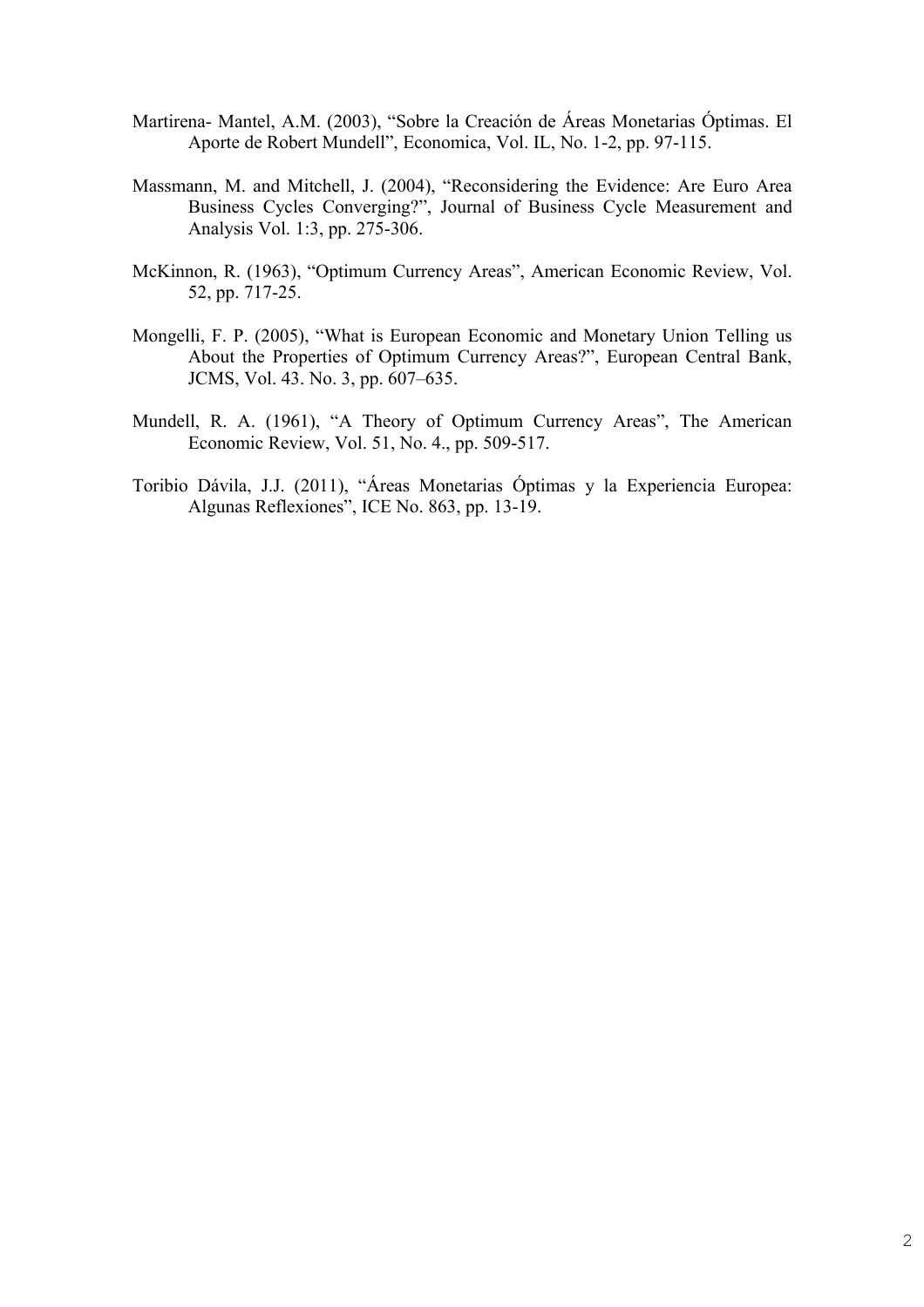Martirena- Mantel, A.M. (2003), “Sobre la Creación de Áreas Monetarias Óptimas. El Aporte de Robert Mundell”, Economica, Vol. IL, No. 1-2, pp. 97-115.

Massmann, M. and Mitchell, J. (2004), “Reconsidering the Evidence: Are Euro Area Business Cycles Converging?”, Journal of Business Cycle Measurement and Analysis Vol. 1:3, pp. 275-306.

McKinnon, R. (1963), “Optimum Currency Areas”, American Economic Review, Vol. 52, pp. 717-25.

Mongelli, F. P. (2005), “What is European Economic and Monetary Union Telling us About the Properties of Optimum Currency Areas?”, European Central Bank, JCMS, Vol. 43. No. 3, pp. 607–635.

Mundell, R. A. (1961), “A Theory of Optimum Currency Areas”, The American Economic Review, Vol. 51, No. 4., pp. 509-517.

Toribio Dávila, J.J. (2011), “Áreas Monetarias Óptimas y la Experiencia Europea: Algunas Reflexiones”, ICE No. 863, pp. 13-19.